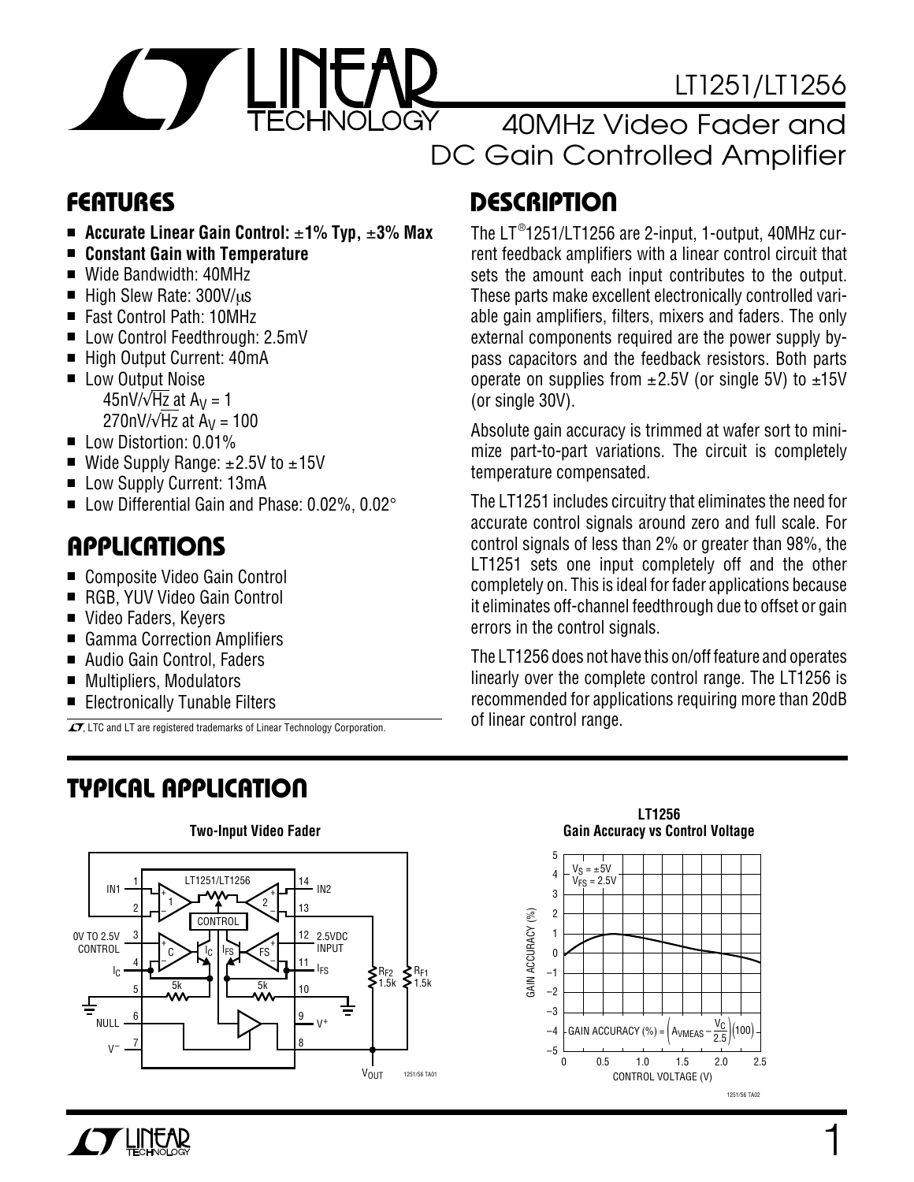# LT1251/LT1256

## 40MHz Video Fader and DC Gain Controlled Amplifier

## FEATURES

- **Accurate Linear Gain Control: ±1% Typ, ±3% Max**
- **Constant Gain with Temperature**
- Wide Bandwidth: 40MHz
- High Slew Rate: 300V/μs
- Fast Control Path: 10MHz
- Low Control Feedthrough: 2.5mV
- High Output Current: 40mA
- Low Output Noise
  - $45nV/\sqrt{Hz}$ at $A_V = 1$
  - $270nV/\sqrt{Hz}$ at $A_V = 100$
- Low Distortion: 0.01%
- Wide Supply Range: ±2.5V to ±15V
- Low Supply Current: 13mA
- Low Differential Gain and Phase: 0.02%, 0.02°

## APPLICATIONS

- Composite Video Gain Control
- RGB, YUV Video Gain Control
- Video Faders, Keyers
- Gamma Correction Amplifiers
- Audio Gain Control, Faders
- Multipliers, Modulators
- Electronically Tunable Filters

LT, LTC and LT are registered trademarks of Linear Technology Corporation.

## DESCRIPTION

The LT®1251/LT1256 are 2-input, 1-output, 40MHz current feedback amplifiers with a linear control circuit that sets the amount each input contributes to the output. These parts make excellent electronically controlled variable gain amplifiers, filters, mixers and faders. The only external components required are the power supply bypass capacitors and the feedback resistors. Both parts operate on supplies from ±2.5V (or single 5V) to ±15V (or single 30V).

Absolute gain accuracy is trimmed at wafer sort to minimize part-to-part variations. The circuit is completely temperature compensated.

The LT1251 includes circuitry that eliminates the need for accurate control signals around zero and full scale. For control signals of less than 2% or greater than 98%, the LT1251 sets one input completely off and the other completely on. This is ideal for fader applications because it eliminates off-channel feedthrough due to offset or gain errors in the control signals.

The LT1256 does not have this on/off feature and operates linearly over the complete control range. The LT1256 is recommended for applications requiring more than 20dB of linear control range.

## TYPICAL APPLICATION

**Two-Input Video Fader**

**LT1256 Gain Accuracy vs Control Voltage**

$V_S = \pm 5V$, $V_{FS} = 2.5V$

$$\text{GAIN ACCURACY (\%)} = \left(A_{VMEAS} - \frac{V_C}{2.5}\right)(100)$$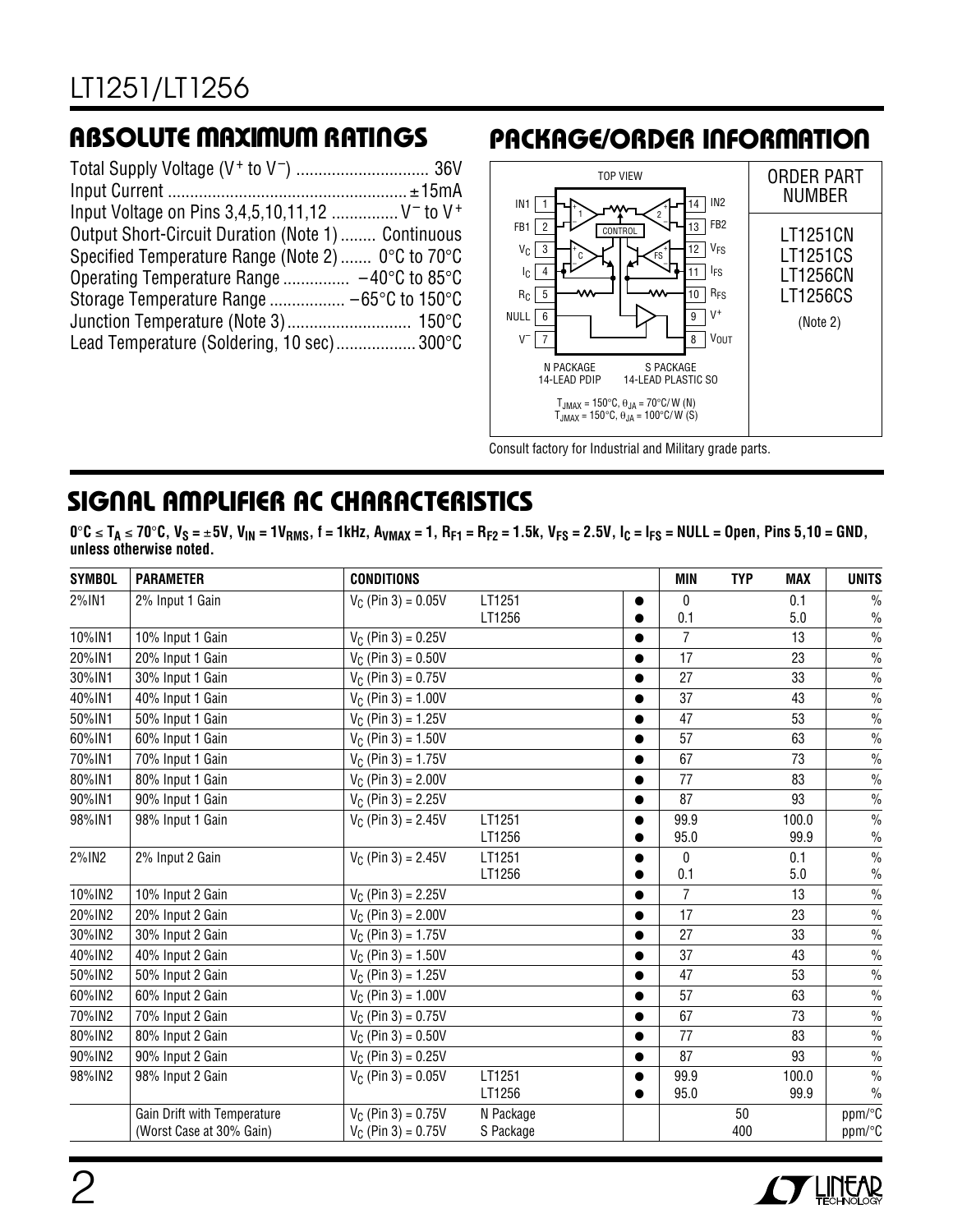## ABSOLUTE MAXIMUM RATINGS

Total Supply Voltage ($V^+$ to $V^-$) .............................. 36V
Input Current ..................................................... ±15mA
Input Voltage on Pins 3,4,5,10,11,12 .............. $V^-$ to $V^+$
Output Short-Circuit Duration (Note 1) ........ Continuous
Specified Temperature Range (Note 2) ....... 0°C to 70°C
Operating Temperature Range ............... –40°C to 85°C
Storage Temperature Range ................. –65°C to 150°C
Junction Temperature (Note 3)............................ 150°C
Lead Temperature (Soldering, 10 sec).................. 300°C

## PACKAGE/ORDER INFORMATION

TOP VIEW

Pins: 1 IN1, 2 FB1, 3 $V_C$, 4 $I_C$, 5 $R_C$, 6 NULL, 7 $V^-$, 8 $V_{OUT}$, 9 $V^+$, 10 $R_{FS}$, 11 $I_{FS}$, 12 $V_{FS}$, 13 FB2, 14 IN2

N PACKAGE 14-LEAD PDIP    S PACKAGE 14-LEAD PLASTIC SO

$T_{JMAX}$ = 150°C, $\theta_{JA}$ = 70°C/W (N)
$T_{JMAX}$ = 150°C, $\theta_{JA}$ = 100°C/W (S)

| ORDER PART NUMBER |
|---|
| LT1251CN |
| LT1251CS |
| LT1256CN |
| LT1256CS |
| (Note 2) |

Consult factory for Industrial and Military grade parts.

## SIGNAL AMPLIFIER AC CHARACTERISTICS

**0°C ≤ $T_A$ ≤ 70°C, $V_S$ = ±5V, $V_{IN}$ = $1V_{RMS}$, f = 1kHz, $A_{VMAX}$ = 1, $R_{F1}$ = $R_{F2}$ = 1.5k, $V_{FS}$ = 2.5V, $I_C$ = $I_{FS}$ = NULL = Open, Pins 5,10 = GND, unless otherwise noted.**

| SYMBOL | PARAMETER | CONDITIONS | | | MIN | TYP | MAX | UNITS |
|---|---|---|---|---|---|---|---|---|
| 2%IN1 | 2% Input 1 Gain | $V_C$ (Pin 3) = 0.05V | LT1251 | ● | 0 | | 0.1 | % |
| | | | LT1256 | ● | 0.1 | | 5.0 | % |
| 10%IN1 | 10% Input 1 Gain | $V_C$ (Pin 3) = 0.25V | | ● | 7 | | 13 | % |
| 20%IN1 | 20% Input 1 Gain | $V_C$ (Pin 3) = 0.50V | | ● | 17 | | 23 | % |
| 30%IN1 | 30% Input 1 Gain | $V_C$ (Pin 3) = 0.75V | | ● | 27 | | 33 | % |
| 40%IN1 | 40% Input 1 Gain | $V_C$ (Pin 3) = 1.00V | | ● | 37 | | 43 | % |
| 50%IN1 | 50% Input 1 Gain | $V_C$ (Pin 3) = 1.25V | | ● | 47 | | 53 | % |
| 60%IN1 | 60% Input 1 Gain | $V_C$ (Pin 3) = 1.50V | | ● | 57 | | 63 | % |
| 70%IN1 | 70% Input 1 Gain | $V_C$ (Pin 3) = 1.75V | | ● | 67 | | 73 | % |
| 80%IN1 | 80% Input 1 Gain | $V_C$ (Pin 3) = 2.00V | | ● | 77 | | 83 | % |
| 90%IN1 | 90% Input 1 Gain | $V_C$ (Pin 3) = 2.25V | | ● | 87 | | 93 | % |
| 98%IN1 | 98% Input 1 Gain | $V_C$ (Pin 3) = 2.45V | LT1251 | ● | 99.9 | | 100.0 | % |
| | | | LT1256 | ● | 95.0 | | 99.9 | % |
| 2%IN2 | 2% Input 2 Gain | $V_C$ (Pin 3) = 2.45V | LT1251 | ● | 0 | | 0.1 | % |
| | | | LT1256 | ● | 0.1 | | 5.0 | % |
| 10%IN2 | 10% Input 2 Gain | $V_C$ (Pin 3) = 2.25V | | ● | 7 | | 13 | % |
| 20%IN2 | 20% Input 2 Gain | $V_C$ (Pin 3) = 2.00V | | ● | 17 | | 23 | % |
| 30%IN2 | 30% Input 2 Gain | $V_C$ (Pin 3) = 1.75V | | ● | 27 | | 33 | % |
| 40%IN2 | 40% Input 2 Gain | $V_C$ (Pin 3) = 1.50V | | ● | 37 | | 43 | % |
| 50%IN2 | 50% Input 2 Gain | $V_C$ (Pin 3) = 1.25V | | ● | 47 | | 53 | % |
| 60%IN2 | 60% Input 2 Gain | $V_C$ (Pin 3) = 1.00V | | ● | 57 | | 63 | % |
| 70%IN2 | 70% Input 2 Gain | $V_C$ (Pin 3) = 0.75V | | ● | 67 | | 73 | % |
| 80%IN2 | 80% Input 2 Gain | $V_C$ (Pin 3) = 0.50V | | ● | 77 | | 83 | % |
| 90%IN2 | 90% Input 2 Gain | $V_C$ (Pin 3) = 0.25V | | ● | 87 | | 93 | % |
| 98%IN2 | 98% Input 2 Gain | $V_C$ (Pin 3) = 0.05V | LT1251 | ● | 99.9 | | 100.0 | % |
| | | | LT1256 | ● | 95.0 | | 99.9 | % |
| | Gain Drift with Temperature | $V_C$ (Pin 3) = 0.75V | N Package | | | 50 | | ppm/°C |
| | (Worst Case at 30% Gain) | $V_C$ (Pin 3) = 0.75V | S Package | | | 400 | | ppm/°C |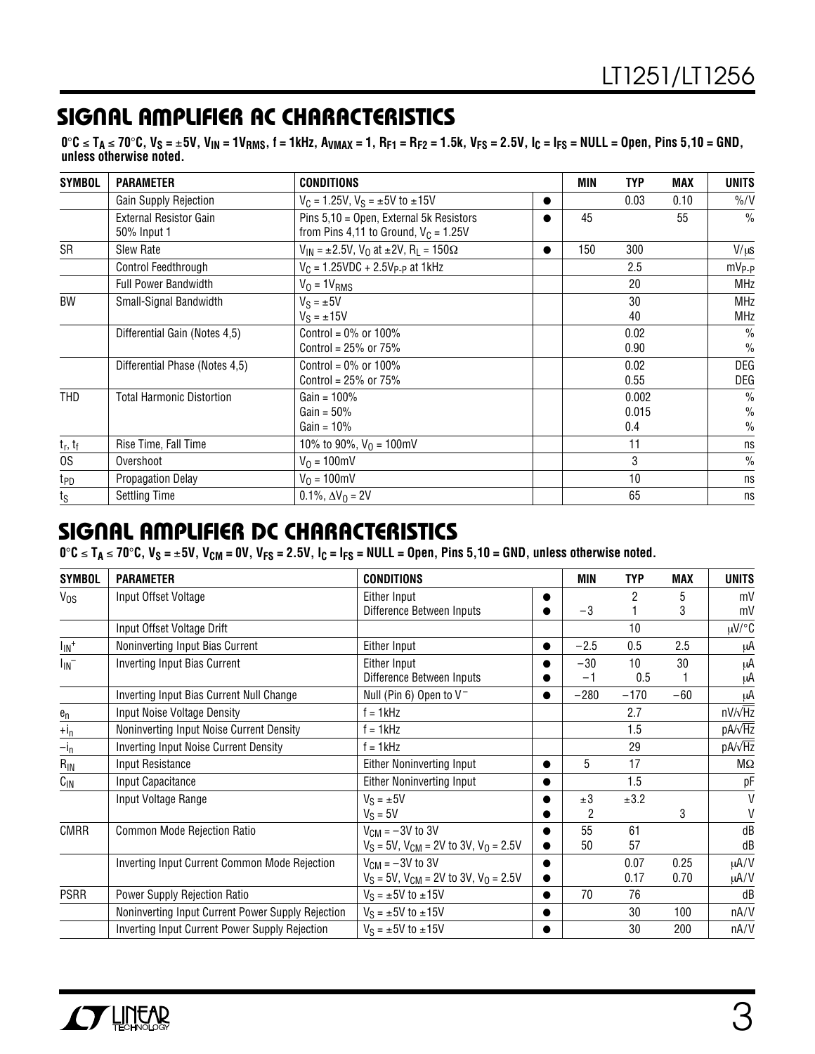## SIGNAL AMPLIFIER AC CHARACTERISTICS

**$0°C \le T_A \le 70°C$, $V_S = \pm5V$, $V_{IN} = 1V_{RMS}$, f = 1kHz, $A_{VMAX} = 1$, $R_{F1} = R_{F2} = 1.5k$, $V_{FS} = 2.5V$, $I_C = I_{FS}$ = NULL = Open, Pins 5,10 = GND, unless otherwise noted.**

| SYMBOL | PARAMETER | CONDITIONS | | MIN | TYP | MAX | UNITS |
|---|---|---|---|---|---|---|---|
| | Gain Supply Rejection | $V_C = 1.25V$, $V_S = \pm5V$ to $\pm15V$ | ● | | 0.03 | 0.10 | %/V |
| | External Resistor Gain 50% Input 1 | Pins 5,10 = Open, External 5k Resistors from Pins 4,11 to Ground, $V_C = 1.25V$ | ● | 45 | | 55 | % |
| SR | Slew Rate | $V_{IN} = \pm2.5V$, $V_O$ at $\pm2V$, $R_L = 150\Omega$ | ● | 150 | 300 | | V/μs |
| | Control Feedthrough | $V_C = 1.25VDC + 2.5V_{P-P}$ at 1kHz | | | 2.5 | | $mV_{P-P}$ |
| | Full Power Bandwidth | $V_O = 1V_{RMS}$ | | | 20 | | MHz |
| BW | Small-Signal Bandwidth | $V_S = \pm5V$<br>$V_S = \pm15V$ | | | 30<br>40 | | MHz<br>MHz |
| | Differential Gain (Notes 4,5) | Control = 0% or 100%<br>Control = 25% or 75% | | | 0.02<br>0.90 | | %<br>% |
| | Differential Phase (Notes 4,5) | Control = 0% or 100%<br>Control = 25% or 75% | | | 0.02<br>0.55 | | DEG<br>DEG |
| THD | Total Harmonic Distortion | Gain = 100%<br>Gain = 50%<br>Gain = 10% | | | 0.002<br>0.015<br>0.4 | | %<br>%<br>% |
| $t_r$, $t_f$ | Rise Time, Fall Time | 10% to 90%, $V_O = 100mV$ | | | 11 | | ns |
| OS | Overshoot | $V_O = 100mV$ | | | 3 | | % |
| $t_{PD}$ | Propagation Delay | $V_O = 100mV$ | | | 10 | | ns |
| $t_S$ | Settling Time | 0.1%, $\Delta V_O = 2V$ | | | 65 | | ns |

## SIGNAL AMPLIFIER DC CHARACTERISTICS

**$0°C \le T_A \le 70°C$, $V_S = \pm5V$, $V_{CM} = 0V$, $V_{FS} = 2.5V$, $I_C = I_{FS}$ = NULL = Open, Pins 5,10 = GND, unless otherwise noted.**

| SYMBOL | PARAMETER | CONDITIONS | | MIN | TYP | MAX | UNITS |
|---|---|---|---|---|---|---|---|
| $V_{OS}$ | Input Offset Voltage | Either Input<br>Difference Between Inputs | ●<br>● | <br>−3 | 2<br>1 | 5<br>3 | mV<br>mV |
| | Input Offset Voltage Drift | | | | 10 | | μV/°C |
| $I_{IN}^+$ | Noninverting Input Bias Current | Either Input | ● | −2.5 | 0.5 | 2.5 | μA |
| $I_{IN}^-$ | Inverting Input Bias Current | Either Input<br>Difference Between Inputs | ●<br>● | −30<br>−1 | 10<br>0.5 | 30<br>1 | μA<br>μA |
| | Inverting Input Bias Current Null Change | Null (Pin 6) Open to $V^-$ | ● | −280 | −170 | −60 | μA |
| $e_n$ | Input Noise Voltage Density | f = 1kHz | | | 2.7 | | $nV/\sqrt{Hz}$ |
| $+i_n$ | Noninverting Input Noise Current Density | f = 1kHz | | | 1.5 | | $pA/\sqrt{Hz}$ |
| $-i_n$ | Inverting Input Noise Current Density | f = 1kHz | | | 29 | | $pA/\sqrt{Hz}$ |
| $R_{IN}$ | Input Resistance | Either Noninverting Input | ● | 5 | 17 | | MΩ |
| $C_{IN}$ | Input Capacitance | Either Noninverting Input | ● | | 1.5 | | pF |
| | Input Voltage Range | $V_S = \pm5V$<br>$V_S = 5V$ | ●<br>● | ±3<br>2 | ±3.2 | <br>3 | V<br>V |
| CMRR | Common Mode Rejection Ratio | $V_{CM} = -3V$ to 3V<br>$V_S = 5V$, $V_{CM} = 2V$ to 3V, $V_O = 2.5V$ | ●<br>● | 55<br>50 | 61<br>57 | | dB<br>dB |
| | Inverting Input Current Common Mode Rejection | $V_{CM} = -3V$ to 3V<br>$V_S = 5V$, $V_{CM} = 2V$ to 3V, $V_O = 2.5V$ | ●<br>● | | 0.07<br>0.17 | 0.25<br>0.70 | μA/V<br>μA/V |
| PSRR | Power Supply Rejection Ratio | $V_S = \pm5V$ to $\pm15V$ | ● | 70 | 76 | | dB |
| | Noninverting Input Current Power Supply Rejection | $V_S = \pm5V$ to $\pm15V$ | ● | | 30 | 100 | nA/V |
| | Inverting Input Current Power Supply Rejection | $V_S = \pm5V$ to $\pm15V$ | ● | | 30 | 200 | nA/V |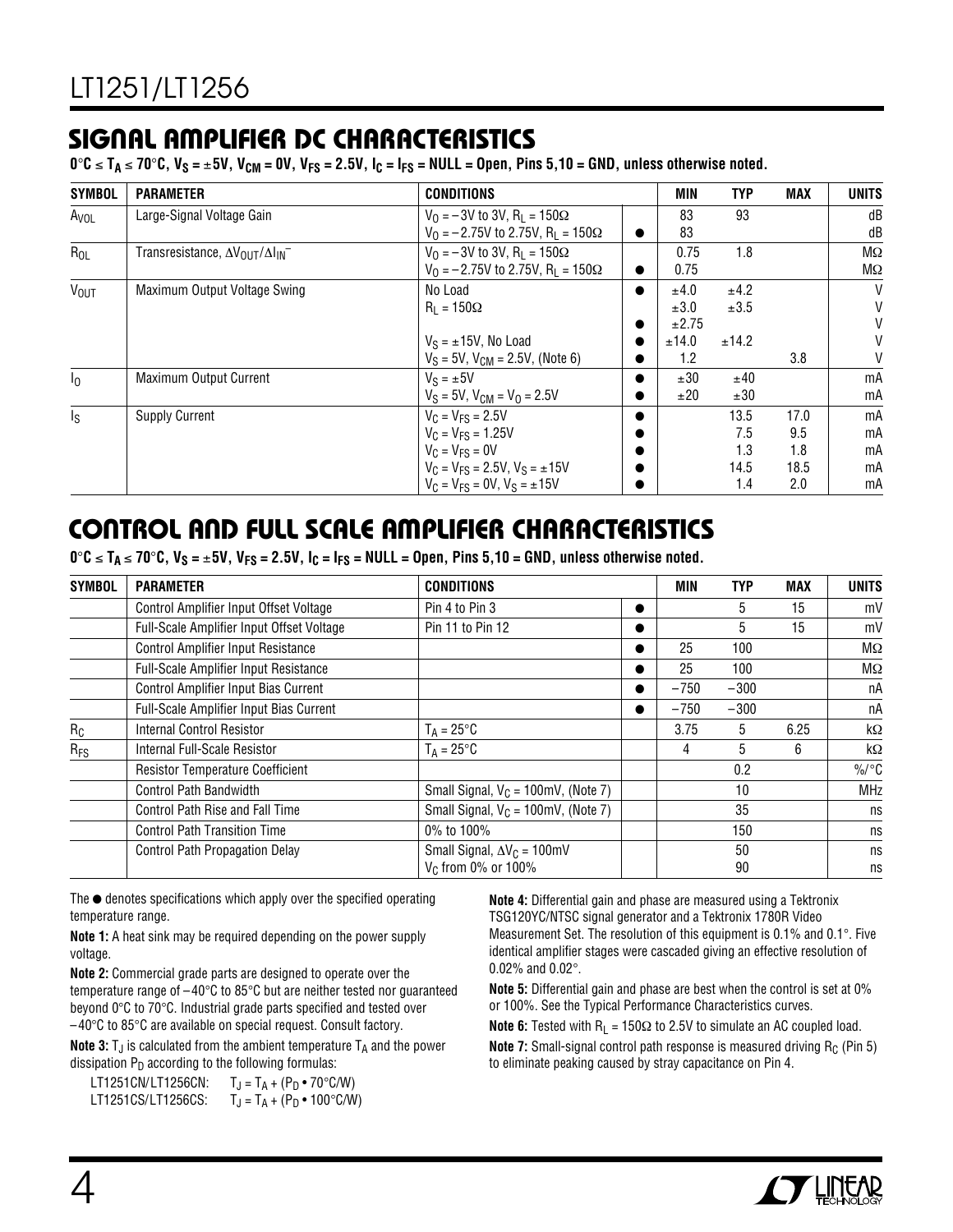## SIGNAL AMPLIFIER DC CHARACTERISTICS

**$0°C \le T_A \le 70°C$, $V_S = \pm5V$, $V_{CM} = 0V$, $V_{FS} = 2.5V$, $I_C = I_{FS}$ = NULL = Open, Pins 5,10 = GND, unless otherwise noted.**

| SYMBOL | PARAMETER | CONDITIONS | | MIN | TYP | MAX | UNITS |
|---|---|---|---|---|---|---|---|
| $A_{VOL}$ | Large-Signal Voltage Gain | $V_O = -3V$ to $3V$, $R_L = 150\Omega$ | | 83 | 93 | | dB |
| | | $V_O = -2.75V$ to $2.75V$, $R_L = 150\Omega$ | ● | 83 | | | dB |
| $R_{OL}$ | Transresistance, $\Delta V_{OUT}/\Delta I_{IN}^-$ | $V_O = -3V$ to $3V$, $R_L = 150\Omega$ | | 0.75 | 1.8 | | MΩ |
| | | $V_O = -2.75V$ to $2.75V$, $R_L = 150\Omega$ | ● | 0.75 | | | MΩ |
| $V_{OUT}$ | Maximum Output Voltage Swing | No Load | ● | ±4.0 | ±4.2 | | V |
| | | $R_L = 150\Omega$ | | ±3.0 | ±3.5 | | V |
| | | | ● | ±2.75 | | | V |
| | | $V_S = \pm15V$, No Load | ● | ±14.0 | ±14.2 | | V |
| | | $V_S = 5V$, $V_{CM} = 2.5V$, (Note 6) | ● | 1.2 | | 3.8 | V |
| $I_O$ | Maximum Output Current | $V_S = \pm5V$ | ● | ±30 | ±40 | | mA |
| | | $V_S = 5V$, $V_{CM} = V_O = 2.5V$ | ● | ±20 | ±30 | | mA |
| $I_S$ | Supply Current | $V_C = V_{FS} = 2.5V$ | ● | | 13.5 | 17.0 | mA |
| | | $V_C = V_{FS} = 1.25V$ | ● | | 7.5 | 9.5 | mA |
| | | $V_C = V_{FS} = 0V$ | ● | | 1.3 | 1.8 | mA |
| | | $V_C = V_{FS} = 2.5V$, $V_S = \pm15V$ | ● | | 14.5 | 18.5 | mA |
| | | $V_C = V_{FS} = 0V$, $V_S = \pm15V$ | ● | | 1.4 | 2.0 | mA |

## CONTROL AND FULL SCALE AMPLIFIER CHARACTERISTICS

**$0°C \le T_A \le 70°C$, $V_S = \pm5V$, $V_{FS} = 2.5V$, $I_C = I_{FS}$ = NULL = Open, Pins 5,10 = GND, unless otherwise noted.**

| SYMBOL | PARAMETER | CONDITIONS | | MIN | TYP | MAX | UNITS |
|---|---|---|---|---|---|---|---|
| | Control Amplifier Input Offset Voltage | Pin 4 to Pin 3 | ● | | 5 | 15 | mV |
| | Full-Scale Amplifier Input Offset Voltage | Pin 11 to Pin 12 | ● | | 5 | 15 | mV |
| | Control Amplifier Input Resistance | | ● | 25 | 100 | | MΩ |
| | Full-Scale Amplifier Input Resistance | | ● | 25 | 100 | | MΩ |
| | Control Amplifier Input Bias Current | | ● | −750 | −300 | | nA |
| | Full-Scale Amplifier Input Bias Current | | ● | −750 | −300 | | nA |
| $R_C$ | Internal Control Resistor | $T_A = 25°C$ | | 3.75 | 5 | 6.25 | kΩ |
| $R_{FS}$ | Internal Full-Scale Resistor | $T_A = 25°C$ | | 4 | 5 | 6 | kΩ |
| | Resistor Temperature Coefficient | | | | 0.2 | | %/°C |
| | Control Path Bandwidth | Small Signal, $V_C = 100mV$, (Note 7) | | | 10 | | MHz |
| | Control Path Rise and Fall Time | Small Signal, $V_C = 100mV$, (Note 7) | | | 35 | | ns |
| | Control Path Transition Time | 0% to 100% | | | 150 | | ns |
| | Control Path Propagation Delay | Small Signal, $\Delta V_C = 100mV$ | | | 50 | | ns |
| | | $V_C$ from 0% or 100% | | | 90 | | ns |

The ● denotes specifications which apply over the specified operating temperature range.

**Note 1:** A heat sink may be required depending on the power supply voltage.

**Note 2:** Commercial grade parts are designed to operate over the temperature range of −40°C to 85°C but are neither tested nor guaranteed beyond 0°C to 70°C. Industrial grade parts specified and tested over −40°C to 85°C are available on special request. Consult factory.

**Note 3:** $T_J$ is calculated from the ambient temperature $T_A$ and the power dissipation $P_D$ according to the following formulas:

LT1251CN/LT1256CN: $T_J = T_A + (P_D \bullet 70°C/W)$
LT1251CS/LT1256CS: $T_J = T_A + (P_D \bullet 100°C/W)$

**Note 4:** Differential gain and phase are measured using a Tektronix TSG120YC/NTSC signal generator and a Tektronix 1780R Video Measurement Set. The resolution of this equipment is 0.1% and 0.1°. Five identical amplifier stages were cascaded giving an effective resolution of 0.02% and 0.02°.

**Note 5:** Differential gain and phase are best when the control is set at 0% or 100%. See the Typical Performance Characteristics curves.

**Note 6:** Tested with $R_L = 150\Omega$ to 2.5V to simulate an AC coupled load.

**Note 7:** Small-signal control path response is measured driving $R_C$ (Pin 5) to eliminate peaking caused by stray capacitance on Pin 4.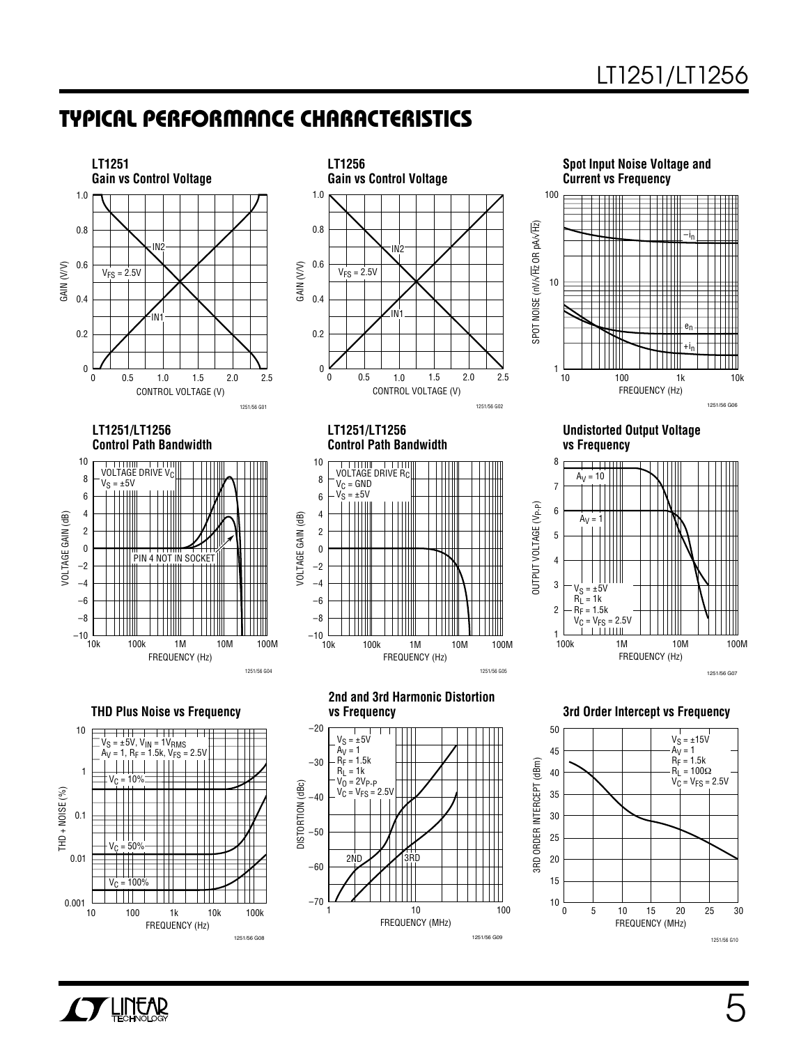## TYPICAL PERFORMANCE CHARACTERISTICS

**LT1251 Gain vs Control Voltage**

GAIN (V/V) vs CONTROL VOLTAGE (V); IN1, IN2; $V_{FS}$ = 2.5V

1251/56 G01

**LT1256 Gain vs Control Voltage**

GAIN (V/V) vs CONTROL VOLTAGE (V); IN1, IN2; $V_{FS}$ = 2.5V

1251/56 G02

**Spot Input Noise Voltage and Current vs Frequency**

SPOT NOISE (nV/√Hz OR pA/√Hz) vs FREQUENCY (Hz); $-i_n$, $e_n$, $+i_n$

1251/56 G06

**LT1251/LT1256 Control Path Bandwidth**

VOLTAGE GAIN (dB) vs FREQUENCY (Hz); VOLTAGE DRIVE $V_C$, $V_S$ = ±5V; PIN 4 NOT IN SOCKET

1251/56 G04

**LT1251/LT1256 Control Path Bandwidth**

VOLTAGE GAIN (dB) vs FREQUENCY (Hz); VOLTAGE DRIVE $R_C$, $V_C$ = GND, $V_S$ = ±5V

1251/56 G05

**Undistorted Output Voltage vs Frequency**

OUTPUT VOLTAGE ($V_{P-P}$) vs FREQUENCY (Hz); $A_V$ = 10, $A_V$ = 1; $V_S$ = ±5V, $R_L$ = 1k, $R_F$ = 1.5k, $V_C$ = $V_{FS}$ = 2.5V

1251/56 G07

**THD Plus Noise vs Frequency**

THD + NOISE (%) vs FREQUENCY (Hz); $V_S$ = ±5V, $V_{IN}$ = 1$V_{RMS}$, $A_V$ = 1, $R_F$ = 1.5k, $V_{FS}$ = 2.5V; $V_C$ = 10%, $V_C$ = 50%, $V_C$ = 100%

1251/56 G08

**2nd and 3rd Harmonic Distortion vs Frequency**

DISTORTION (dBc) vs FREQUENCY (MHz); $V_S$ = ±5V, $A_V$ = 1, $R_F$ = 1.5k, $R_L$ = 1k, $V_O$ = 2$V_{P-P}$, $V_C$ = $V_{FS}$ = 2.5V; 2ND, 3RD

1251/56 G09

**3rd Order Intercept vs Frequency**

3RD ORDER INTERCEPT (dBm) vs FREQUENCY (MHz); $V_S$ = ±15V, $A_V$ = 1, $R_F$ = 1.5k, $R_L$ = 100Ω, $V_C$ = $V_{FS}$ = 2.5V

1251/56 G10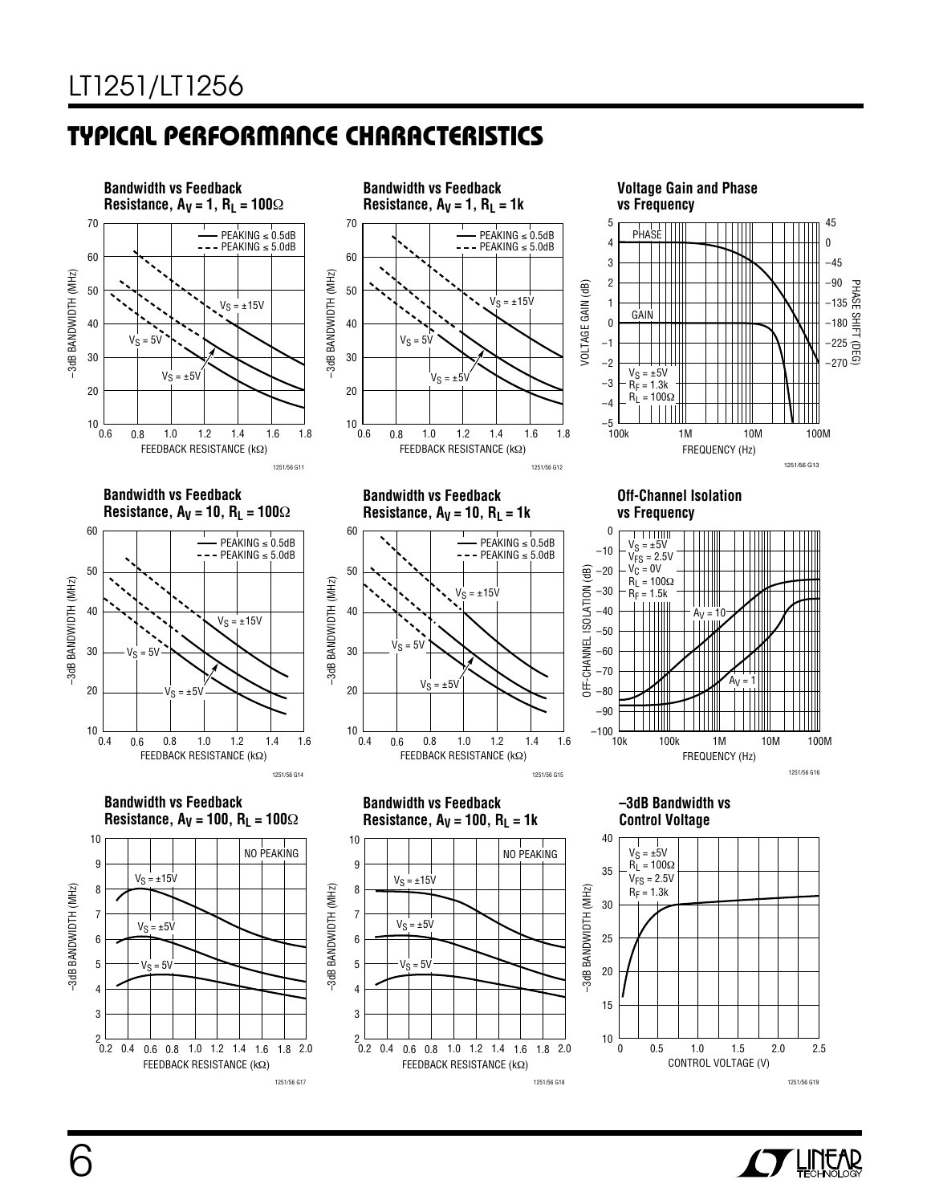## TYPICAL PERFORMANCE CHARACTERISTICS

**Bandwidth vs Feedback Resistance, $A_V = 1$, $R_L = 100\Omega$**

**Bandwidth vs Feedback Resistance, $A_V = 1$, $R_L = 1k$**

**Voltage Gain and Phase vs Frequency**

**Bandwidth vs Feedback Resistance, $A_V = 10$, $R_L = 100\Omega$**

**Bandwidth vs Feedback Resistance, $A_V = 10$, $R_L = 1k$**

**Off-Channel Isolation vs Frequency**

**Bandwidth vs Feedback Resistance, $A_V = 100$, $R_L = 100\Omega$**

**Bandwidth vs Feedback Resistance, $A_V = 100$, $R_L = 1k$**

**–3dB Bandwidth vs Control Voltage**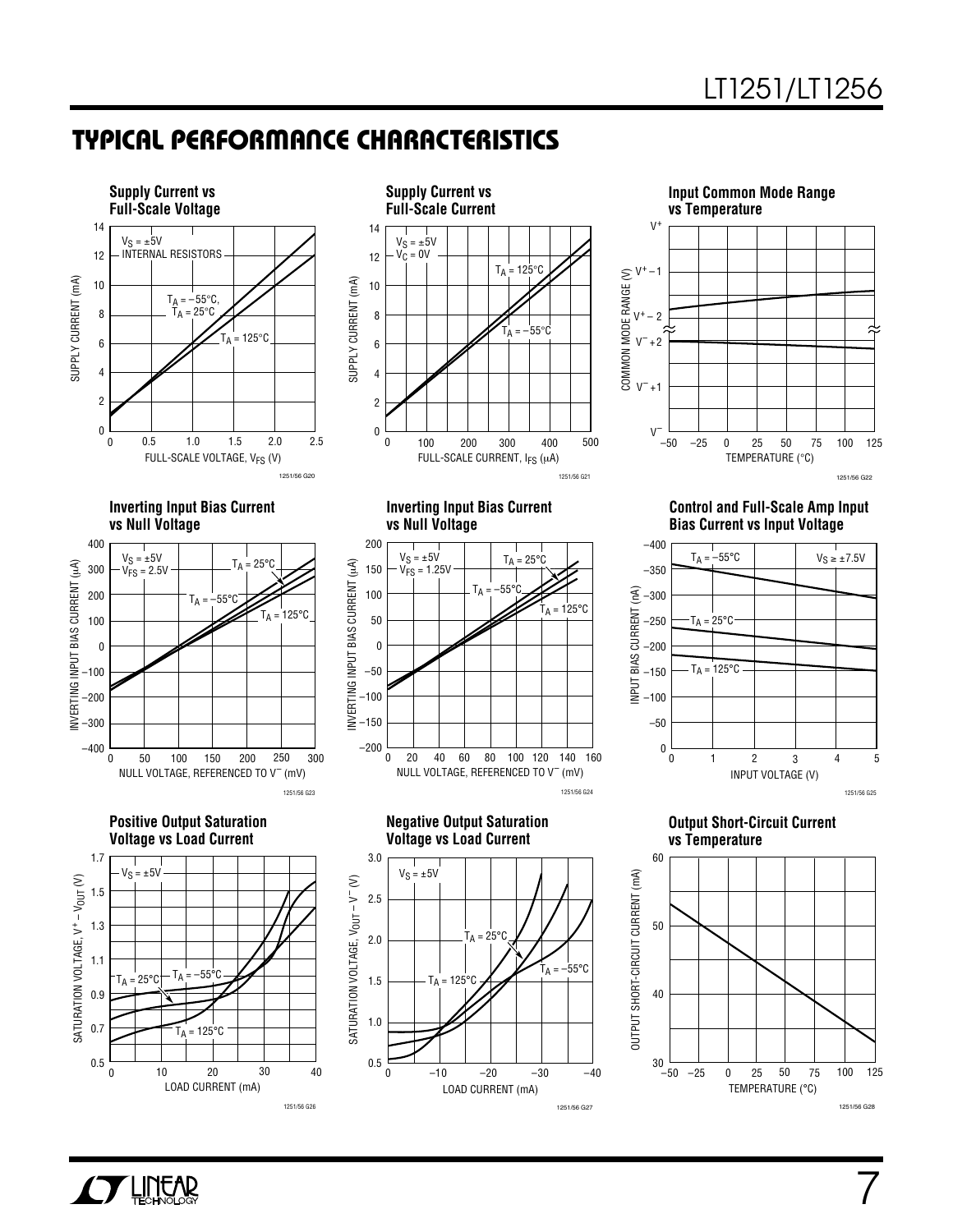## TYPICAL PERFORMANCE CHARACTERISTICS

**Supply Current vs Full-Scale Voltage**

$V_S = \pm 5V$, INTERNAL RESISTORS

SUPPLY CURRENT (mA) vs FULL-SCALE VOLTAGE, $V_{FS}$ (V)

$T_A = -55°C$, $T_A = 25°C$; $T_A = 125°C$

1251/56 G20

**Supply Current vs Full-Scale Current**

$V_S = \pm 5V$, $V_C = 0V$

SUPPLY CURRENT (mA) vs FULL-SCALE CURRENT, $I_{FS}$ (μA)

$T_A = 125°C$; $T_A = -55°C$

1251/56 G21

**Input Common Mode Range vs Temperature**

COMMON MODE RANGE (V) vs TEMPERATURE (°C)

1251/56 G22

**Inverting Input Bias Current vs Null Voltage**

$V_S = \pm 5V$, $V_{FS} = 2.5V$

INVERTING INPUT BIAS CURRENT (μA) vs NULL VOLTAGE, REFERENCED TO $V^-$ (mV)

$T_A = 25°C$; $T_A = -55°C$; $T_A = 125°C$

1251/56 G23

**Inverting Input Bias Current vs Null Voltage**

$V_S = \pm 5V$, $V_{FS} = 1.25V$

INVERTING INPUT BIAS CURRENT (μA) vs NULL VOLTAGE, REFERENCED TO $V^-$ (mV)

$T_A = 25°C$; $T_A = -55°C$; $T_A = 125°C$

1251/56 G24

**Control and Full-Scale Amp Input Bias Current vs Input Voltage**

$V_S \geq \pm 7.5V$

INPUT BIAS CURRENT (nA) vs INPUT VOLTAGE (V)

$T_A = -55°C$; $T_A = 25°C$; $T_A = 125°C$

1251/56 G25

**Positive Output Saturation Voltage vs Load Current**

$V_S = \pm 5V$

SATURATION VOLTAGE, $V^+ - V_{OUT}$ (V) vs LOAD CURRENT (mA)

$T_A = 25°C$; $T_A = -55°C$; $T_A = 125°C$

1251/56 G26

**Negative Output Saturation Voltage vs Load Current**

$V_S = \pm 5V$

SATURATION VOLTAGE, $V_{OUT} - V^-$ (V) vs LOAD CURRENT (mA)

$T_A = 25°C$; $T_A = 125°C$; $T_A = -55°C$

1251/56 G27

**Output Short-Circuit Current vs Temperature**

OUTPUT SHORT-CIRCUIT CURRENT (mA) vs TEMPERATURE (°C)

1251/56 G28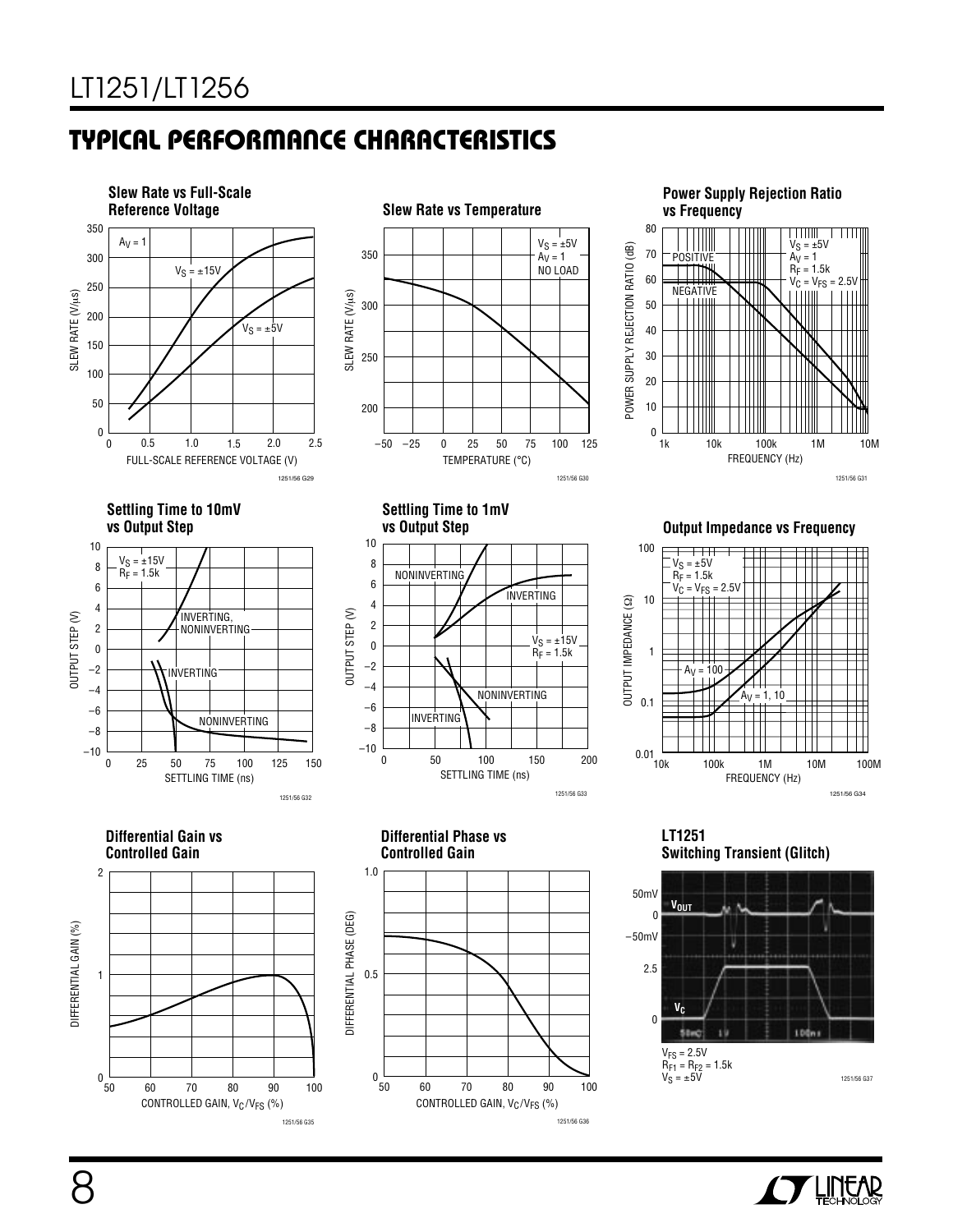## TYPICAL PERFORMANCE CHARACTERISTICS

**Slew Rate vs Full-Scale Reference Voltage**

$A_V = 1$; curves for $V_S = \pm15V$ and $V_S = \pm5V$

SLEW RATE (V/µs) vs FULL-SCALE REFERENCE VOLTAGE (V)

1251/56 G29

**Slew Rate vs Temperature**

$V_S = \pm5V$, $A_V = 1$, NO LOAD

SLEW RATE (V/µs) vs TEMPERATURE (°C)

1251/56 G30

**Power Supply Rejection Ratio vs Frequency**

$V_S = \pm5V$, $A_V = 1$, $R_F = 1.5k$, $V_C = V_{FS} = 2.5V$; curves: POSITIVE, NEGATIVE

POWER SUPPLY REJECTION RATIO (dB) vs FREQUENCY (Hz)

1251/56 G31

**Settling Time to 10mV vs Output Step**

$V_S = \pm15V$, $R_F = 1.5k$; curves: INVERTING, NONINVERTING

OUTPUT STEP (V) vs SETTLING TIME (ns)

1251/56 G32

**Settling Time to 1mV vs Output Step**

$V_S = \pm15V$, $R_F = 1.5k$; curves: INVERTING, NONINVERTING

OUTPUT STEP (V) vs SETTLING TIME (ns)

1251/56 G33

**Output Impedance vs Frequency**

$V_S = \pm5V$, $R_F = 1.5k$, $V_C = V_{FS} = 2.5V$; curves: $A_V = 100$, $A_V = 1, 10$

OUTPUT IMPEDANCE (Ω) vs FREQUENCY (Hz)

1251/56 G34

**Differential Gain vs Controlled Gain**

DIFFERENTIAL GAIN (%) vs CONTROLLED GAIN, $V_C/V_{FS}$ (%)

1251/56 G35

**Differential Phase vs Controlled Gain**

DIFFERENTIAL PHASE (DEG) vs CONTROLLED GAIN, $V_C/V_{FS}$ (%)

1251/56 G36

**LT1251 Switching Transient (Glitch)**

$V_{OUT}$; $V_C$

$V_{FS} = 2.5V$
$R_{F1} = R_{F2} = 1.5k$
$V_S = \pm5V$

1251/56 G37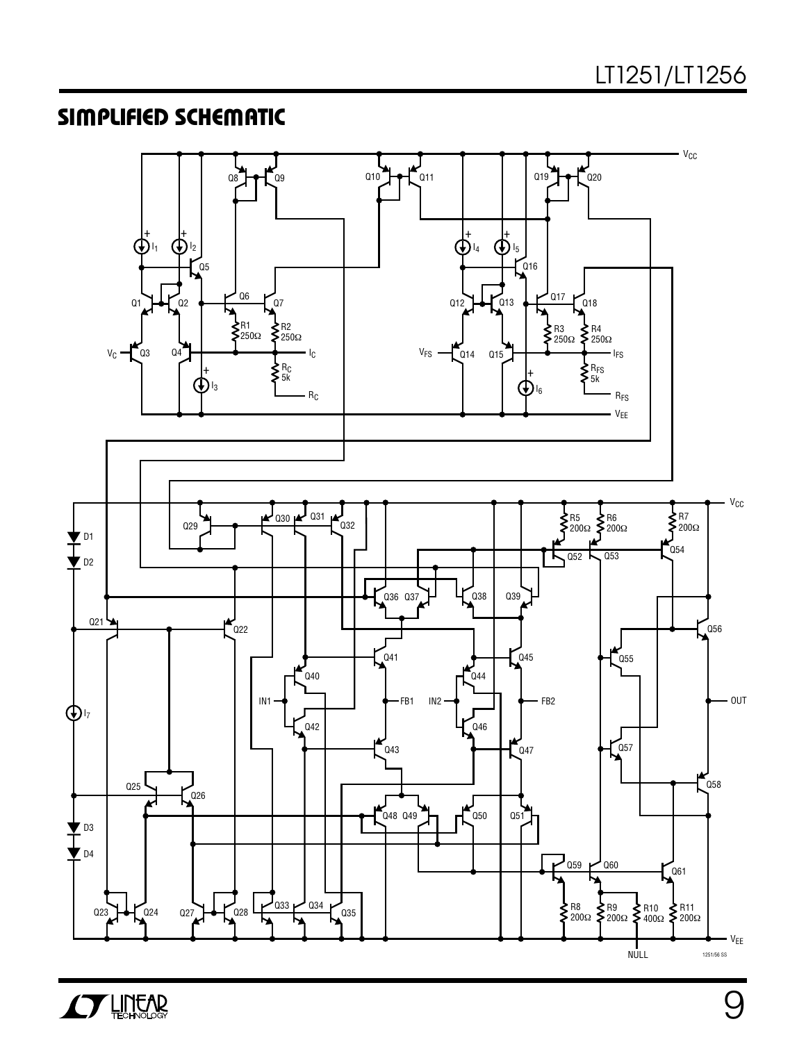## SIMPLIFIED SCHEMATIC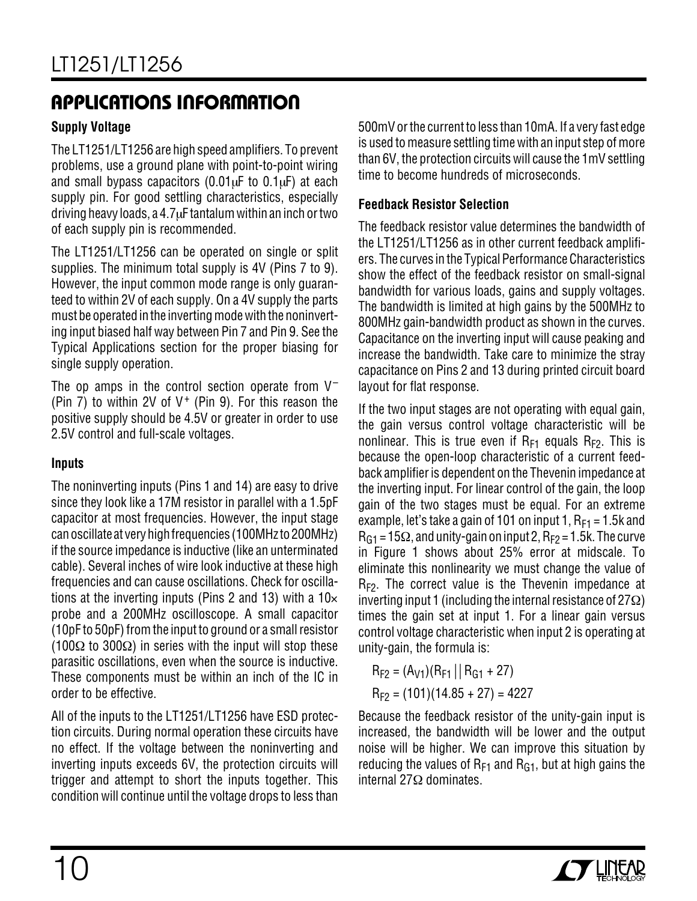## APPLICATIONS INFORMATION

### Supply Voltage

The LT1251/LT1256 are high speed amplifiers. To prevent problems, use a ground plane with point-to-point wiring and small bypass capacitors (0.01μF to 0.1μF) at each supply pin. For good settling characteristics, especially driving heavy loads, a 4.7μF tantalum within an inch or two of each supply pin is recommended.

The LT1251/LT1256 can be operated on single or split supplies. The minimum total supply is 4V (Pins 7 to 9). However, the input common mode range is only guaranteed to within 2V of each supply. On a 4V supply the parts must be operated in the inverting mode with the noninverting input biased half way between Pin 7 and Pin 9. See the Typical Applications section for the proper biasing for single supply operation.

The op amps in the control section operate from $V^-$ (Pin 7) to within 2V of $V^+$ (Pin 9). For this reason the positive supply should be 4.5V or greater in order to use 2.5V control and full-scale voltages.

### Inputs

The noninverting inputs (Pins 1 and 14) are easy to drive since they look like a 17M resistor in parallel with a 1.5pF capacitor at most frequencies. However, the input stage can oscillate at very high frequencies (100MHz to 200MHz) if the source impedance is inductive (like an unterminated cable). Several inches of wire look inductive at these high frequencies and can cause oscillations. Check for oscillations at the inverting inputs (Pins 2 and 13) with a 10× probe and a 200MHz oscilloscope. A small capacitor (10pF to 50pF) from the input to ground or a small resistor (100Ω to 300Ω) in series with the input will stop these parasitic oscillations, even when the source is inductive. These components must be within an inch of the IC in order to be effective.

All of the inputs to the LT1251/LT1256 have ESD protection circuits. During normal operation these circuits have no effect. If the voltage between the noninverting and inverting inputs exceeds 6V, the protection circuits will trigger and attempt to short the inputs together. This condition will continue until the voltage drops to less than 500mV or the current to less than 10mA. If a very fast edge is used to measure settling time with an input step of more than 6V, the protection circuits will cause the 1mV settling time to become hundreds of microseconds.

### Feedback Resistor Selection

The feedback resistor value determines the bandwidth of the LT1251/LT1256 as in other current feedback amplifiers. The curves in the Typical Performance Characteristics show the effect of the feedback resistor on small-signal bandwidth for various loads, gains and supply voltages. The bandwidth is limited at high gains by the 500MHz to 800MHz gain-bandwidth product as shown in the curves. Capacitance on the inverting input will cause peaking and increase the bandwidth. Take care to minimize the stray capacitance on Pins 2 and 13 during printed circuit board layout for flat response.

If the two input stages are not operating with equal gain, the gain versus control voltage characteristic will be nonlinear. This is true even if $R_{F1}$ equals $R_{F2}$. This is because the open-loop characteristic of a current feedback amplifier is dependent on the Thevenin impedance at the inverting input. For linear control of the gain, the loop gain of the two stages must be equal. For an extreme example, let's take a gain of 101 on input 1, $R_{F1}$ = 1.5k and $R_{G1}$ = 15Ω, and unity-gain on input 2, $R_{F2}$ = 1.5k. The curve in Figure 1 shows about 25% error at midscale. To eliminate this nonlinearity we must change the value of $R_{F2}$. The correct value is the Thevenin impedance at inverting input 1 (including the internal resistance of 27Ω) times the gain set at input 1. For a linear gain versus control voltage characteristic when input 2 is operating at unity-gain, the formula is:

$$R_{F2} = (A_{V1})(R_{F1} \,||\, R_{G1} + 27)$$

$$R_{F2} = (101)(14.85 + 27) = 4227$$

Because the feedback resistor of the unity-gain input is increased, the bandwidth will be lower and the output noise will be higher. We can improve this situation by reducing the values of $R_{F1}$ and $R_{G1}$, but at high gains the internal 27Ω dominates.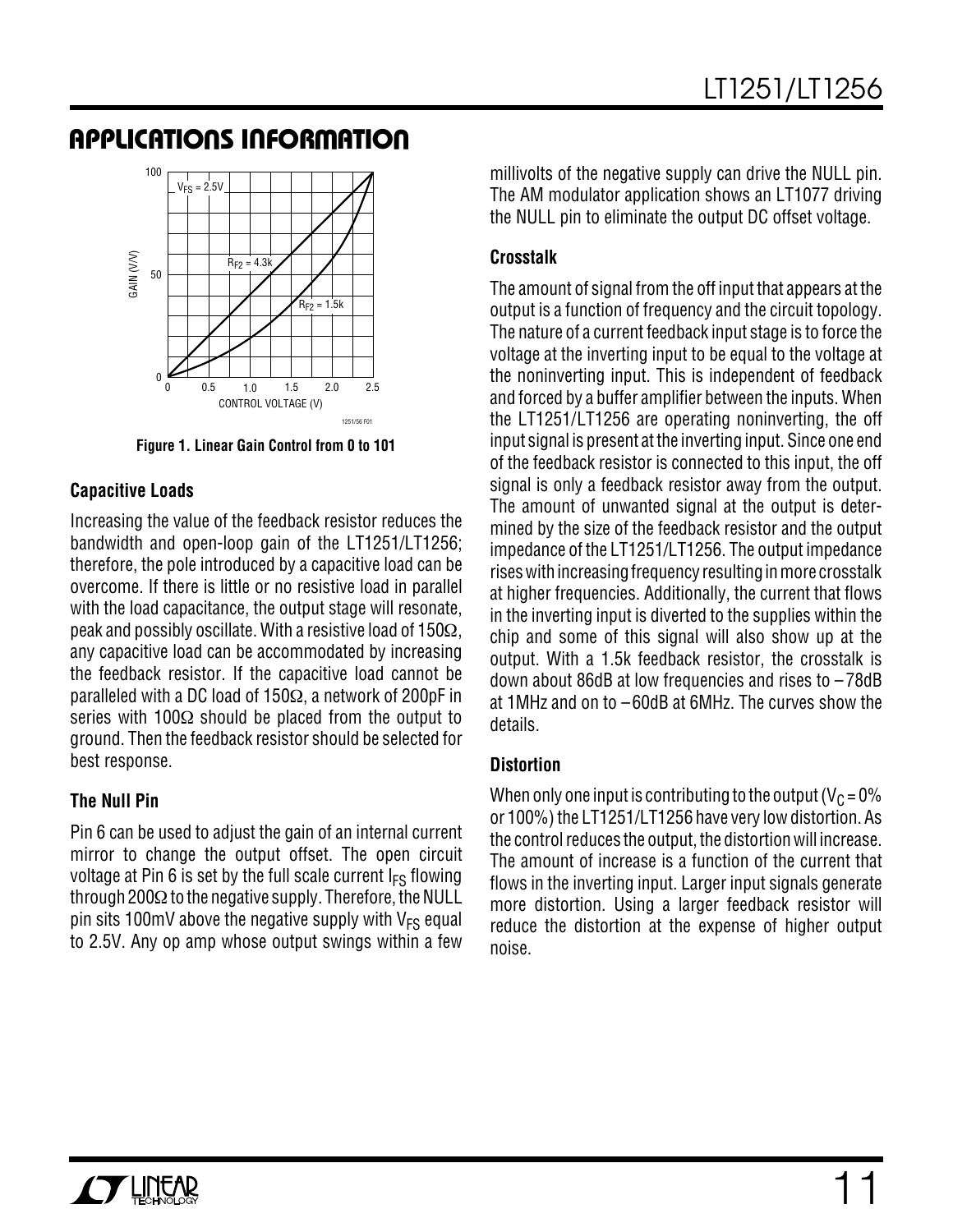# APPLICATIONS INFORMATION

Figure 1. Linear Gain Control from 0 to 101

### Capacitive Loads

Increasing the value of the feedback resistor reduces the bandwidth and open-loop gain of the LT1251/LT1256; therefore, the pole introduced by a capacitive load can be overcome. If there is little or no resistive load in parallel with the load capacitance, the output stage will resonate, peak and possibly oscillate. With a resistive load of 150Ω, any capacitive load can be accommodated by increasing the feedback resistor. If the capacitive load cannot be paralleled with a DC load of 150Ω, a network of 200pF in series with 100Ω should be placed from the output to ground. Then the feedback resistor should be selected for best response.

### The Null Pin

Pin 6 can be used to adjust the gain of an internal current mirror to change the output offset. The open circuit voltage at Pin 6 is set by the full scale current $I_{FS}$ flowing through 200Ω to the negative supply. Therefore, the NULL pin sits 100mV above the negative supply with $V_{FS}$ equal to 2.5V. Any op amp whose output swings within a few millivolts of the negative supply can drive the NULL pin. The AM modulator application shows an LT1077 driving the NULL pin to eliminate the output DC offset voltage.

### Crosstalk

The amount of signal from the off input that appears at the output is a function of frequency and the circuit topology. The nature of a current feedback input stage is to force the voltage at the inverting input to be equal to the voltage at the noninverting input. This is independent of feedback and forced by a buffer amplifier between the inputs. When the LT1251/LT1256 are operating noninverting, the off input signal is present at the inverting input. Since one end of the feedback resistor is connected to this input, the off signal is only a feedback resistor away from the output. The amount of unwanted signal at the output is determined by the size of the feedback resistor and the output impedance of the LT1251/LT1256. The output impedance rises with increasing frequency resulting in more crosstalk at higher frequencies. Additionally, the current that flows in the inverting input is diverted to the supplies within the chip and some of this signal will also show up at the output. With a 1.5k feedback resistor, the crosstalk is down about 86dB at low frequencies and rises to –78dB at 1MHz and on to –60dB at 6MHz. The curves show the details.

### Distortion

When only one input is contributing to the output ($V_C$ = 0% or 100%) the LT1251/LT1256 have very low distortion. As the control reduces the output, the distortion will increase. The amount of increase is a function of the current that flows in the inverting input. Larger input signals generate more distortion. Using a larger feedback resistor will reduce the distortion at the expense of higher output noise.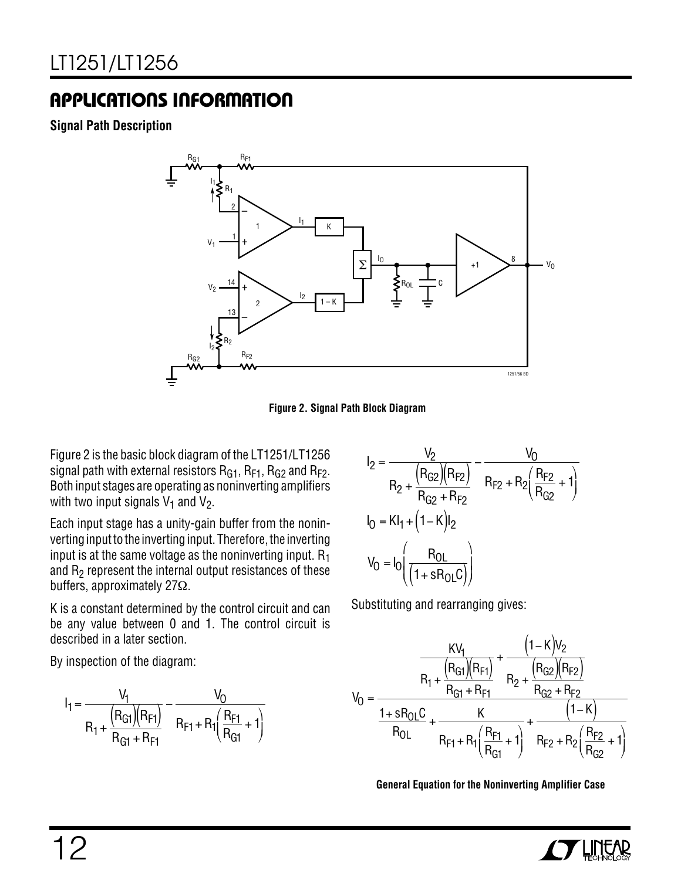## APPLICATIONS INFORMATION

**Signal Path Description**

**Figure 2. Signal Path Block Diagram**

Figure 2 is the basic block diagram of the LT1251/LT1256 signal path with external resistors $R_{G1}$, $R_{F1}$, $R_{G2}$ and $R_{F2}$. Both input stages are operating as noninverting amplifiers with two input signals $V_1$ and $V_2$.

Each input stage has a unity-gain buffer from the noninverting input to the inverting input. Therefore, the inverting input is at the same voltage as the noninverting input. $R_1$ and $R_2$ represent the internal output resistances of these buffers, approximately 27Ω.

K is a constant determined by the control circuit and can be any value between 0 and 1. The control circuit is described in a later section.

By inspection of the diagram:

$$I_1 = \frac{V_1}{R_1 + \frac{(R_{G1})(R_{F1})}{R_{G1} + R_{F1}}} - \frac{V_O}{R_{F1} + R_1\left(\frac{R_{F1}}{R_{G1}} + 1\right)}$$

$$I_2 = \frac{V_2}{R_2 + \frac{(R_{G2})(R_{F2})}{R_{G2} + R_{F2}}} - \frac{V_O}{R_{F2} + R_2\left(\frac{R_{F2}}{R_{G2}} + 1\right)}$$

$$I_O = KI_1 + (1 - K)I_2$$

$$V_O = I_O\left(\frac{R_{OL}}{(1 + sR_{OL}C)}\right)$$

Substituting and rearranging gives:

$$V_O = \frac{\dfrac{KV_1}{R_1 + \frac{(R_{G1})(R_{F1})}{R_{G1} + R_{F1}}} + \dfrac{(1-K)V_2}{R_2 + \frac{(R_{G2})(R_{F2})}{R_{G2} + R_{F2}}}}{\dfrac{1 + sR_{OL}C}{R_{OL}} + \dfrac{K}{R_{F1} + R_1\left(\frac{R_{F1}}{R_{G1}} + 1\right)} + \dfrac{(1-K)}{R_{F2} + R_2\left(\frac{R_{F2}}{R_{G2}} + 1\right)}}$$

**General Equation for the Noninverting Amplifier Case**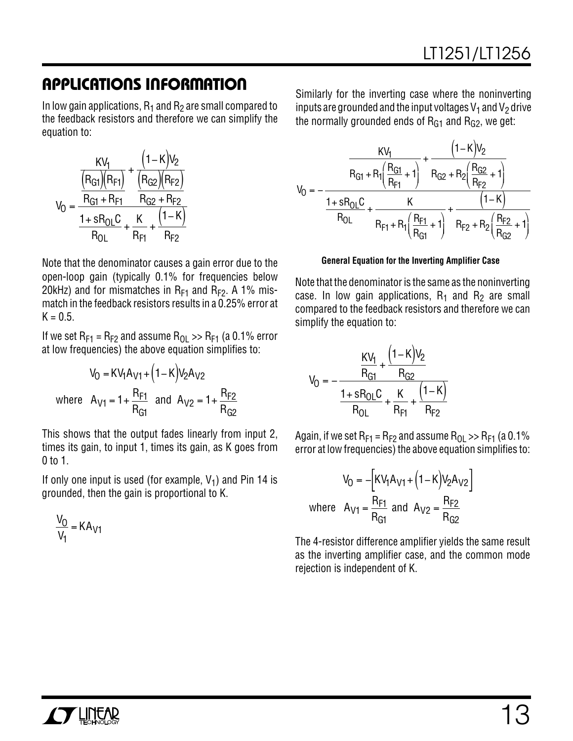## APPLICATIONS INFORMATION

In low gain applications, $R_1$ and $R_2$ are small compared to the feedback resistors and therefore we can simplify the equation to:

$$V_O = \frac{\dfrac{KV_1}{\dfrac{(R_{G1})(R_{F1})}{R_{G1}+R_{F1}}} + \dfrac{(1-K)V_2}{\dfrac{(R_{G2})(R_{F2})}{R_{G2}+R_{F2}}}}{\dfrac{1+sR_{OL}C}{R_{OL}} + \dfrac{K}{R_{F1}} + \dfrac{(1-K)}{R_{F2}}}$$

Note that the denominator causes a gain error due to the open-loop gain (typically 0.1% for frequencies below 20kHz) and for mismatches in $R_{F1}$ and $R_{F2}$. A 1% mismatch in the feedback resistors results in a 0.25% error at $K = 0.5$.

If we set $R_{F1} = R_{F2}$ and assume $R_{OL} >> R_{F1}$ (a 0.1% error at low frequencies) the above equation simplifies to:

$$V_O = KV_1A_{V1} + (1-K)V_2A_{V2}$$

$$\text{where} \quad A_{V1} = 1 + \frac{R_{F1}}{R_{G1}} \quad \text{and} \quad A_{V2} = 1 + \frac{R_{F2}}{R_{G2}}$$

This shows that the output fades linearly from input 2, times its gain, to input 1, times its gain, as K goes from 0 to 1.

If only one input is used (for example, $V_1$) and Pin 14 is grounded, then the gain is proportional to K.

$$\frac{V_O}{V_1} = KA_{V1}$$

Similarly for the inverting case where the noninverting inputs are grounded and the input voltages $V_1$ and $V_2$ drive the normally grounded ends of $R_{G1}$ and $R_{G2}$, we get:

$$V_O = -\frac{\dfrac{KV_1}{R_{G1} + R_1\left(\dfrac{R_{G1}}{R_{F1}}+1\right)} + \dfrac{(1-K)V_2}{R_{G2} + R_2\left(\dfrac{R_{G2}}{R_{F2}}+1\right)}}{\dfrac{1+sR_{OL}C}{R_{OL}} + \dfrac{K}{R_{F1} + R_1\left(\dfrac{R_{F1}}{R_{G1}}+1\right)} + \dfrac{(1-K)}{R_{F2} + R_2\left(\dfrac{R_{F2}}{R_{G2}}+1\right)}}$$

**General Equation for the Inverting Amplifier Case**

Note that the denominator is the same as the noninverting case. In low gain applications, $R_1$ and $R_2$ are small compared to the feedback resistors and therefore we can simplify the equation to:

$$V_O = -\frac{\dfrac{KV_1}{R_{G1}} + \dfrac{(1-K)V_2}{R_{G2}}}{\dfrac{1+sR_{OL}C}{R_{OL}} + \dfrac{K}{R_{F1}} + \dfrac{(1-K)}{R_{F2}}}$$

Again, if we set $R_{F1} = R_{F2}$ and assume $R_{OL} >> R_{F1}$ (a 0.1% error at low frequencies) the above equation simplifies to:

$$V_O = -\left[KV_1A_{V1} + (1-K)V_2A_{V2}\right]$$

$$\text{where} \quad A_{V1} = \frac{R_{F1}}{R_{G1}} \quad \text{and} \quad A_{V2} = \frac{R_{F2}}{R_{G2}}$$

The 4-resistor difference amplifier yields the same result as the inverting amplifier case, and the common mode rejection is independent of K.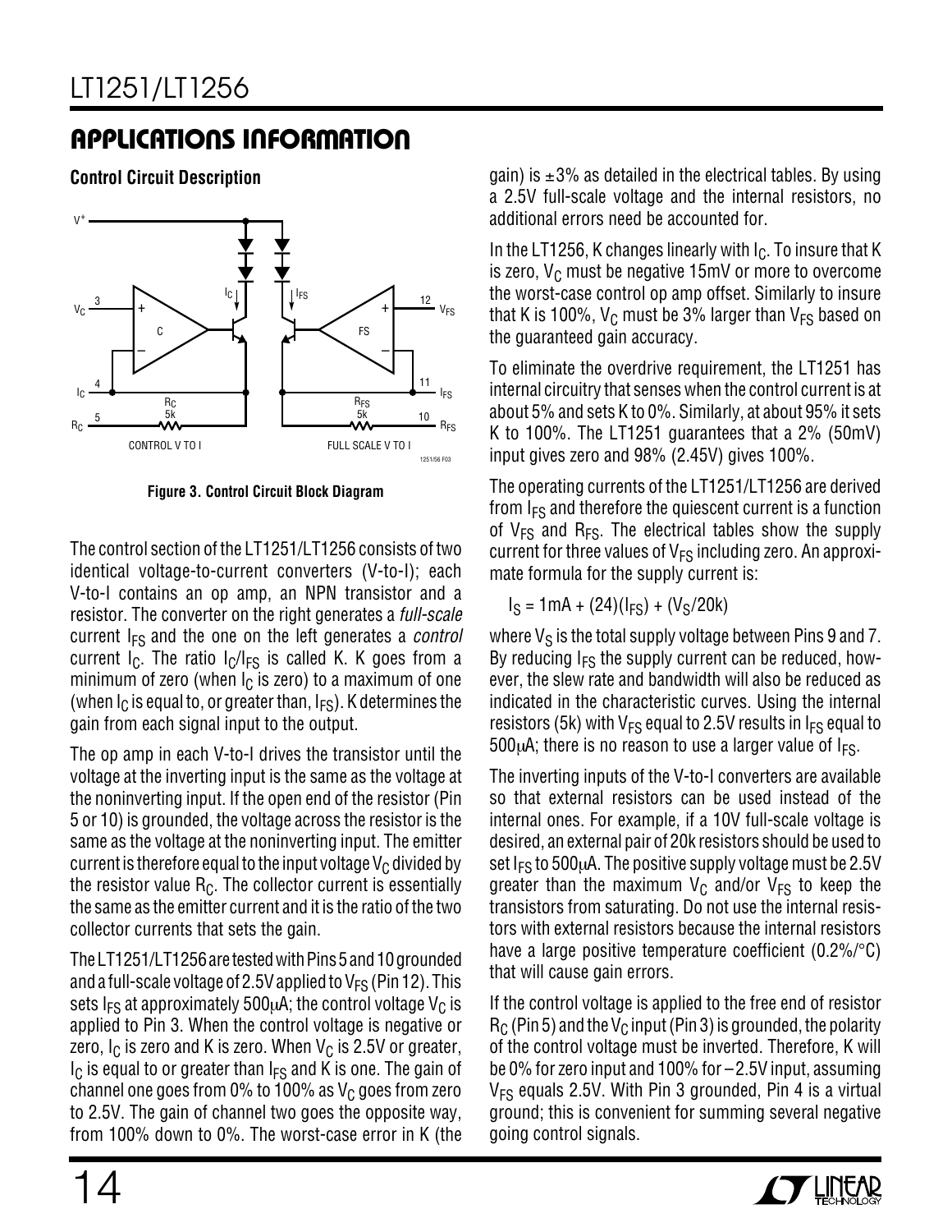## APPLICATIONS INFORMATION

**Control Circuit Description**

Figure 3. Control Circuit Block Diagram

The control section of the LT1251/LT1256 consists of two identical voltage-to-current converters (V-to-I); each V-to-I contains an op amp, an NPN transistor and a resistor. The converter on the right generates a *full-scale* current $I_{FS}$ and the one on the left generates a *control* current $I_C$. The ratio $I_C/I_{FS}$ is called K. K goes from a minimum of zero (when $I_C$ is zero) to a maximum of one (when $I_C$ is equal to, or greater than, $I_{FS}$). K determines the gain from each signal input to the output.

The op amp in each V-to-I drives the transistor until the voltage at the inverting input is the same as the voltage at the noninverting input. If the open end of the resistor (Pin 5 or 10) is grounded, the voltage across the resistor is the same as the voltage at the noninverting input. The emitter current is therefore equal to the input voltage $V_C$ divided by the resistor value $R_C$. The collector current is essentially the same as the emitter current and it is the ratio of the two collector currents that sets the gain.

The LT1251/LT1256 are tested with Pins 5 and 10 grounded and a full-scale voltage of 2.5V applied to $V_{FS}$ (Pin 12). This sets $I_{FS}$ at approximately 500µA; the control voltage $V_C$ is applied to Pin 3. When the control voltage is negative or zero, $I_C$ is zero and K is zero. When $V_C$ is 2.5V or greater, $I_C$ is equal to or greater than $I_{FS}$ and K is one. The gain of channel one goes from 0% to 100% as $V_C$ goes from zero to 2.5V. The gain of channel two goes the opposite way, from 100% down to 0%. The worst-case error in K (the gain) is ±3% as detailed in the electrical tables. By using a 2.5V full-scale voltage and the internal resistors, no additional errors need be accounted for.

In the LT1256, K changes linearly with $I_C$. To insure that K is zero, $V_C$ must be negative 15mV or more to overcome the worst-case control op amp offset. Similarly to insure that K is 100%, $V_C$ must be 3% larger than $V_{FS}$ based on the guaranteed gain accuracy.

To eliminate the overdrive requirement, the LT1251 has internal circuitry that senses when the control current is at about 5% and sets K to 0%. Similarly, at about 95% it sets K to 100%. The LT1251 guarantees that a 2% (50mV) input gives zero and 98% (2.45V) gives 100%.

The operating currents of the LT1251/LT1256 are derived from $I_{FS}$ and therefore the quiescent current is a function of $V_{FS}$ and $R_{FS}$. The electrical tables show the supply current for three values of $V_{FS}$ including zero. An approximate formula for the supply current is:

$$I_S = 1mA + (24)(I_{FS}) + (V_S/20k)$$

where $V_S$ is the total supply voltage between Pins 9 and 7. By reducing $I_{FS}$ the supply current can be reduced, however, the slew rate and bandwidth will also be reduced as indicated in the characteristic curves. Using the internal resistors (5k) with $V_{FS}$ equal to 2.5V results in $I_{FS}$ equal to 500µA; there is no reason to use a larger value of $I_{FS}$.

The inverting inputs of the V-to-I converters are available so that external resistors can be used instead of the internal ones. For example, if a 10V full-scale voltage is desired, an external pair of 20k resistors should be used to set $I_{FS}$ to 500µA. The positive supply voltage must be 2.5V greater than the maximum $V_C$ and/or $V_{FS}$ to keep the transistors from saturating. Do not use the internal resistors with external resistors because the internal resistors have a large positive temperature coefficient (0.2%/°C) that will cause gain errors.

If the control voltage is applied to the free end of resistor $R_C$ (Pin 5) and the $V_C$ input (Pin 3) is grounded, the polarity of the control voltage must be inverted. Therefore, K will be 0% for zero input and 100% for –2.5V input, assuming $V_{FS}$ equals 2.5V. With Pin 3 grounded, Pin 4 is a virtual ground; this is convenient for summing several negative going control signals.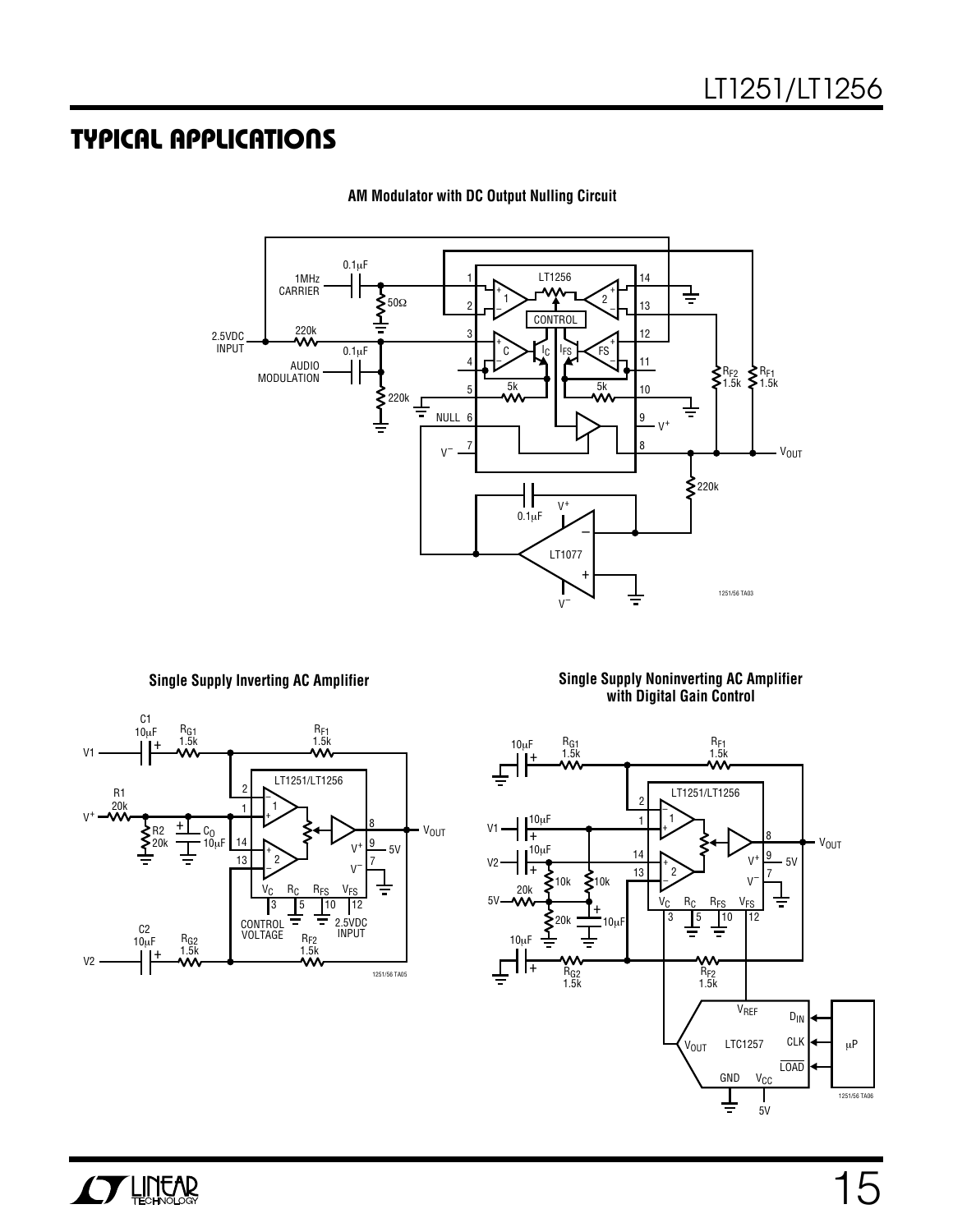## TYPICAL APPLICATIONS

**AM Modulator with DC Output Nulling Circuit**

**Single Supply Inverting AC Amplifier**

**Single Supply Noninverting AC Amplifier with Digital Gain Control**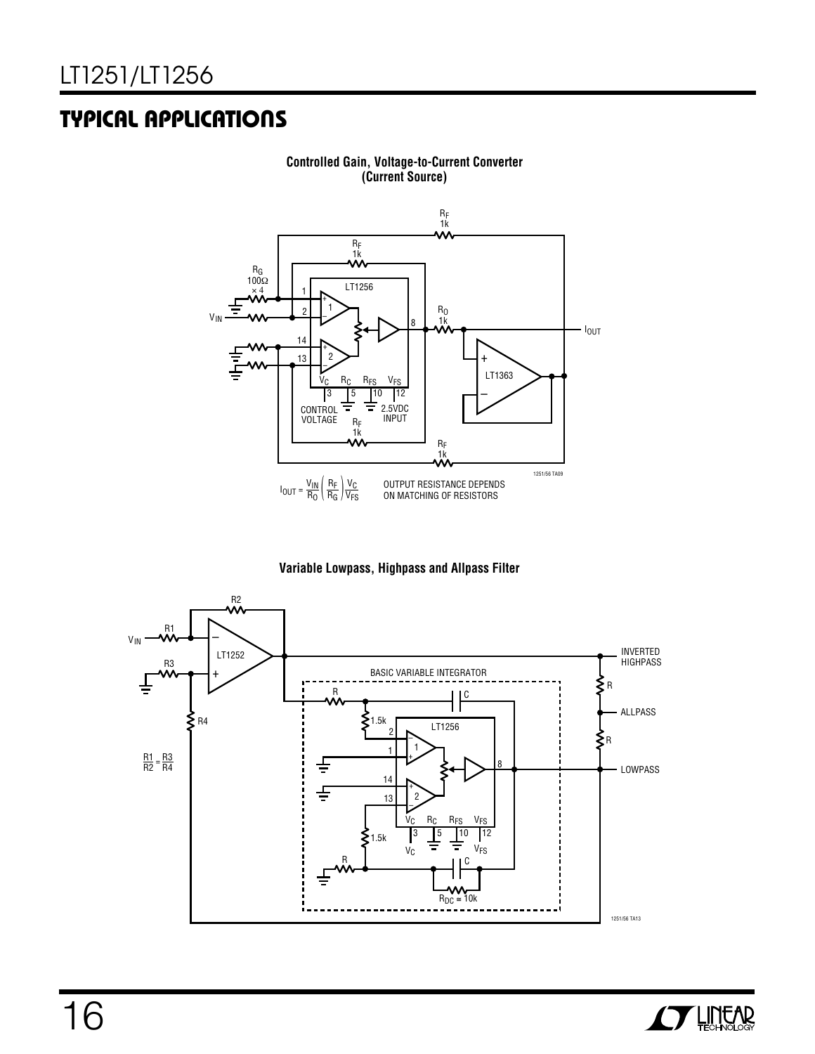## TYPICAL APPLICATIONS

**Controlled Gain, Voltage-to-Current Converter (Current Source)**

$$I_{OUT} = \frac{V_{IN}}{R_O}\left(\frac{R_F}{R_G}\right)\frac{V_C}{V_{FS}}$$

OUTPUT RESISTANCE DEPENDS ON MATCHING OF RESISTORS

**Variable Lowpass, Highpass and Allpass Filter**

$$\frac{R1}{R2} = \frac{R3}{R4}$$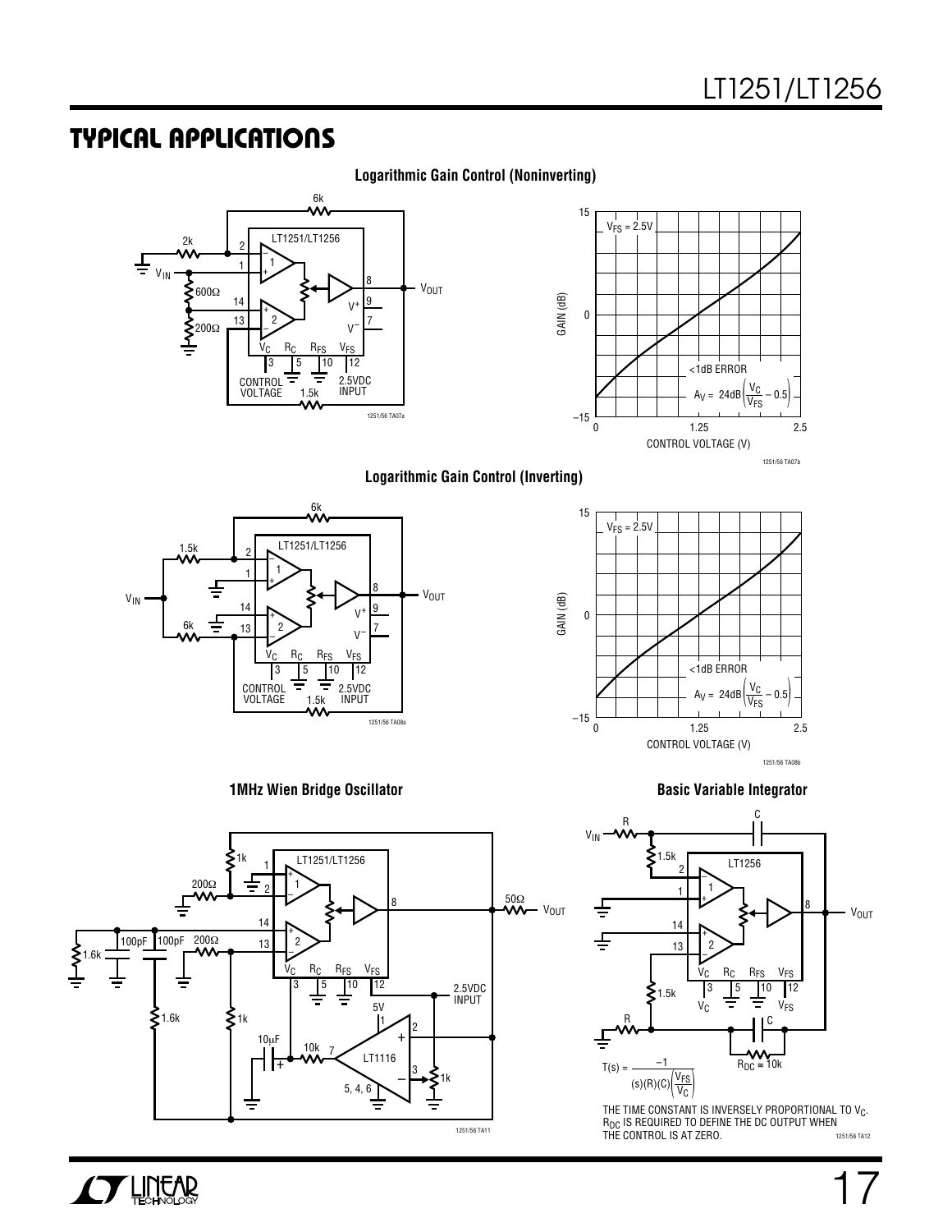## TYPICAL APPLICATIONS

**Logarithmic Gain Control (Noninverting)**

$V_{FS} = 2.5V$

<1dB ERROR

$A_V = 24dB\left(\frac{V_C}{V_{FS}} - 0.5\right)$

**Logarithmic Gain Control (Inverting)**

$V_{FS} = 2.5V$

<1dB ERROR

$A_V = 24dB\left(\frac{V_C}{V_{FS}} - 0.5\right)$

**1MHz Wien Bridge Oscillator**

**Basic Variable Integrator**

$$T(s) = \frac{-1}{(s)(R)(C)\left(\frac{V_{FS}}{V_C}\right)}$$

THE TIME CONSTANT IS INVERSELY PROPORTIONAL TO $V_C$. $R_{DC}$ IS REQUIRED TO DEFINE THE DC OUTPUT WHEN THE CONTROL IS AT ZERO.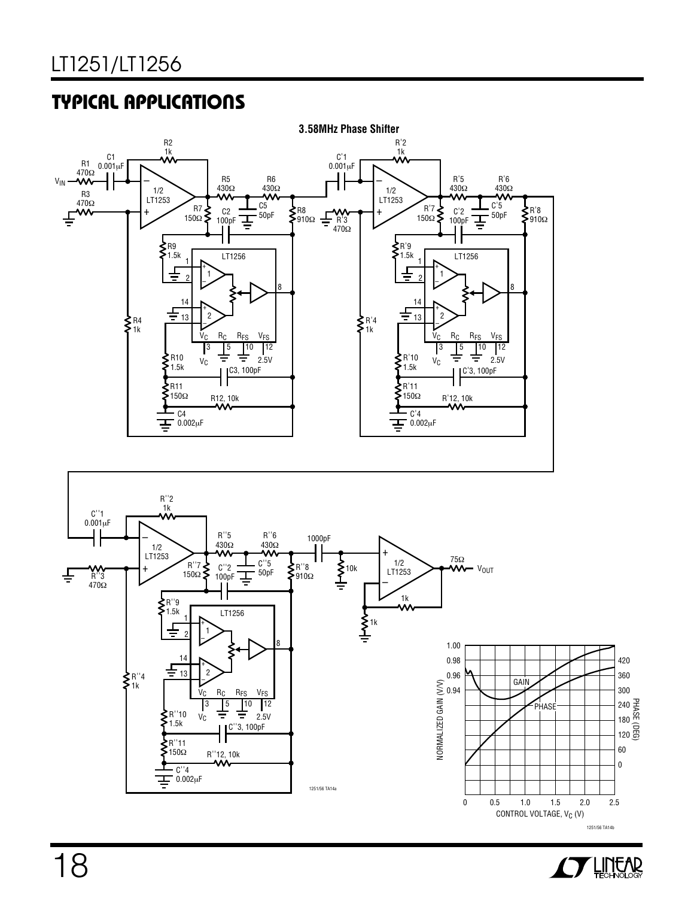## TYPICAL APPLICATIONS

**3.58MHz Phase Shifter**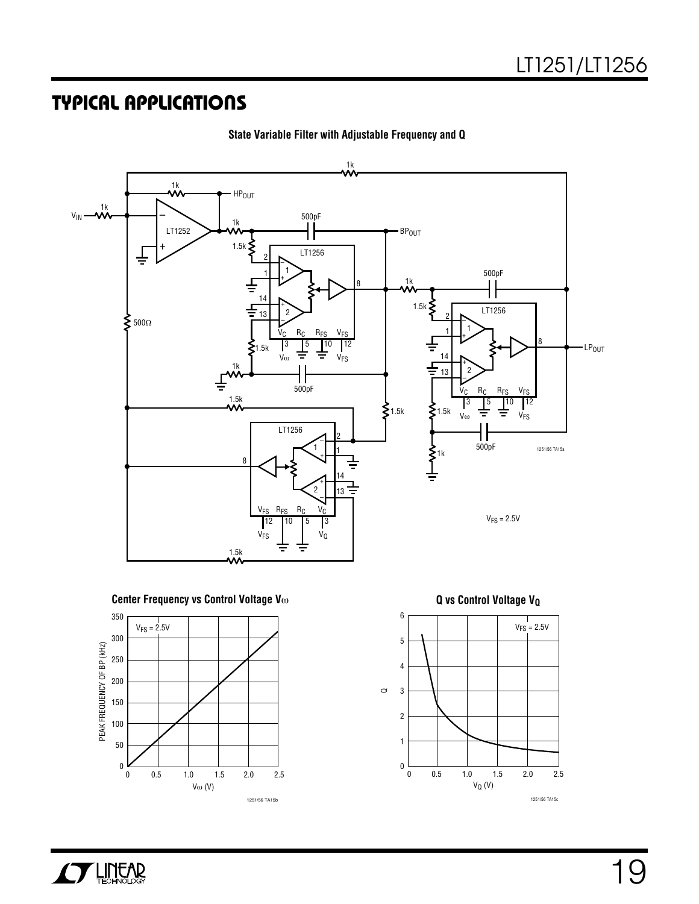## TYPICAL APPLICATIONS

**State Variable Filter with Adjustable Frequency and Q**

$V_{FS} = 2.5V$

**Center Frequency vs Control Voltage Vω**

**Q vs Control Voltage $V_Q$**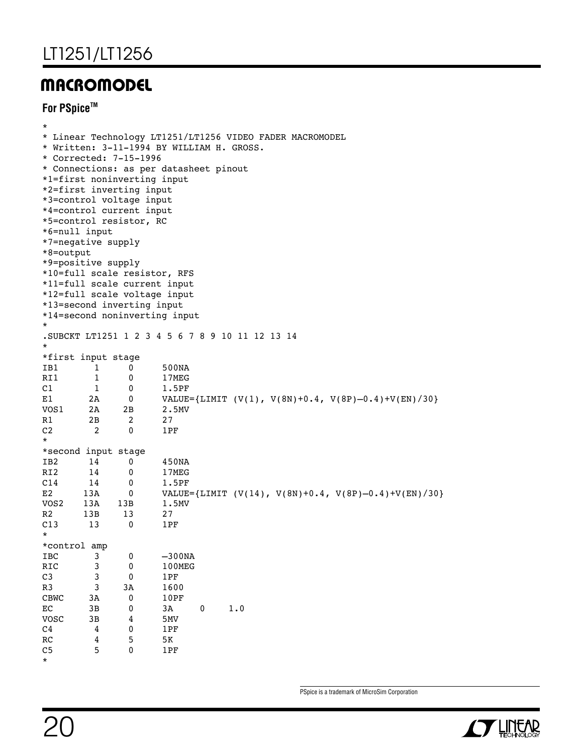## MACROMODEL

### For PSpice™

```
*
* Linear Technology LT1251/LT1256 VIDEO FADER MACROMODEL
* Written: 3-11-1994 BY WILLIAM H. GROSS.
* Corrected: 7-15-1996
* Connections: as per datasheet pinout
*1=first noninverting input
*2=first inverting input
*3=control voltage input
*4=control current input
*5=control resistor, RC
*6=null input
*7=negative supply
*8=output
*9=positive supply
*10=full scale resistor, RFS
*11=full scale current input
*12=full scale voltage input
*13=second inverting input
*14=second noninverting input
*
.SUBCKT LT1251 1 2 3 4 5 6 7 8 9 10 11 12 13 14
*
*first input stage
IB1      1     0     500NA
RI1      1     0     17MEG
C1       1     0     1.5PF
E1      2A     0     VALUE={LIMIT (V(1), V(8N)+0.4, V(8P)–0.4)+V(EN)/30}
VOS1    2A    2B     2.5MV
R1      2B     2     27
C2       2     0     1PF
*
*second input stage
IB2     14     0     450NA
RI2     14     0     17MEG
C14     14     0     1.5PF
E2     13A     0     VALUE={LIMIT (V(14), V(8N)+0.4, V(8P)–0.4)+V(EN)/30}
VOS2   13A   13B     1.5MV
R2     13B    13     27
C13     13     0     1PF
*
*control amp
IBC      3     0     –300NA
RIC      3     0     100MEG
C3       3     0     1PF
R3       3    3A     1600
CBWC    3A     0     10PF
EC      3B     0     3A     0     1.0
VOSC    3B     4     5MV
C4       4     0     1PF
RC       4     5     5K
C5       5     0     1PF
*
```

PSpice is a trademark of MicroSim Corporation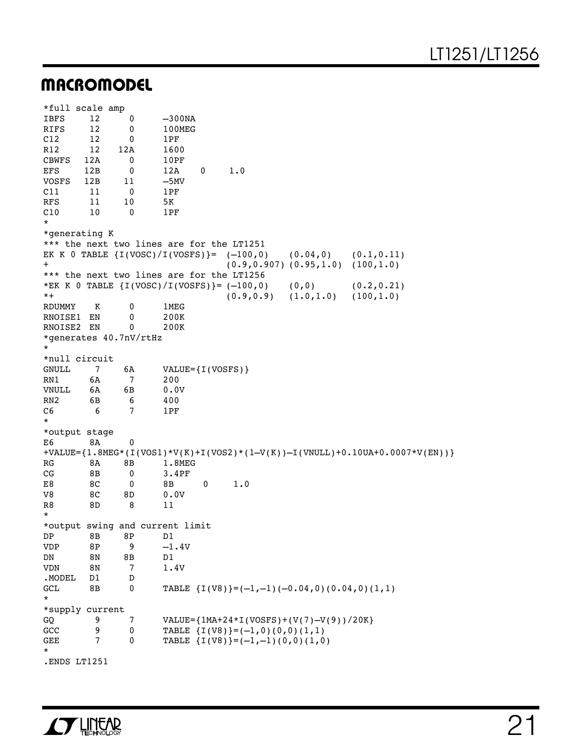## MACROMODEL

```
*full scale amp
IBFS     12      0      –300NA
RIFS     12      0      100MEG
C12      12      0      1PF
R12      12    12A      1600
CBWFS   12A      0      10PF
EFS     12B      0      12A    0    1.0
VOSFS   12B     11      –5MV
C11      11      0      1PF
RFS      11     10      5K
C10      10      0      1PF
*
*generating K
*** the next two lines are for the LT1251
EK K 0 TABLE {I(VOSC)/I(VOSFS)}=  (–100,0)    (0.04,0)    (0.1,0.11)
+                                 (0.9,0.907) (0.95,1.0)  (100,1.0)
*** the next two lines are for the LT1256
*EK K 0 TABLE {I(VOSC)/I(VOSFS)}= (–100,0)    (0,0)       (0.2,0.21)
*+                                (0.9,0.9)   (1.0,1.0)   (100,1.0)
RDUMMY    K      0      1MEG
RNOISE1  EN      0      200K
RNOISE2  EN      0      200K
*generates 40.7nV/rtHz
*
*null circuit
GNULL     7     6A      VALUE={I(VOSFS)}
RN1      6A      7      200
VNULL    6A     6B      0.0V
RN2      6B      6      400
C6        6      7      1PF
*
*output stage
E6       8A      0
+VALUE={1.8MEG*(I(VOS1)*V(K)+I(VOS2)*(1–V(K))–I(VNULL)+0.10UA+0.0007*V(EN))}
RG       8A     8B      1.8MEG
CG       8B      0      3.4PF
E8       8C      0      8B      0     1.0
V8       8C     8D      0.0V
R8       8D      8      11
*
*output swing and current limit
DP       8B     8P      D1
VDP      8P      9      –1.4V
DN       8N     8B      D1
VDN      8N      7      1.4V
.MODEL   D1      D
GCL      8B      0      TABLE {I(V8)}=(–1,–1)(–0.04,0)(0.04,0)(1,1)
*
*supply current
GQ        9      7      VALUE={1MA+24*I(VOSFS)+(V(7)–V(9))/20K}
GCC       9      0      TABLE {I(V8)}=(–1,0)(0,0)(1,1)
GEE       7      0      TABLE {I(V8)}=(–1,–1)(0,0)(1,0)
*
.ENDS LT1251
```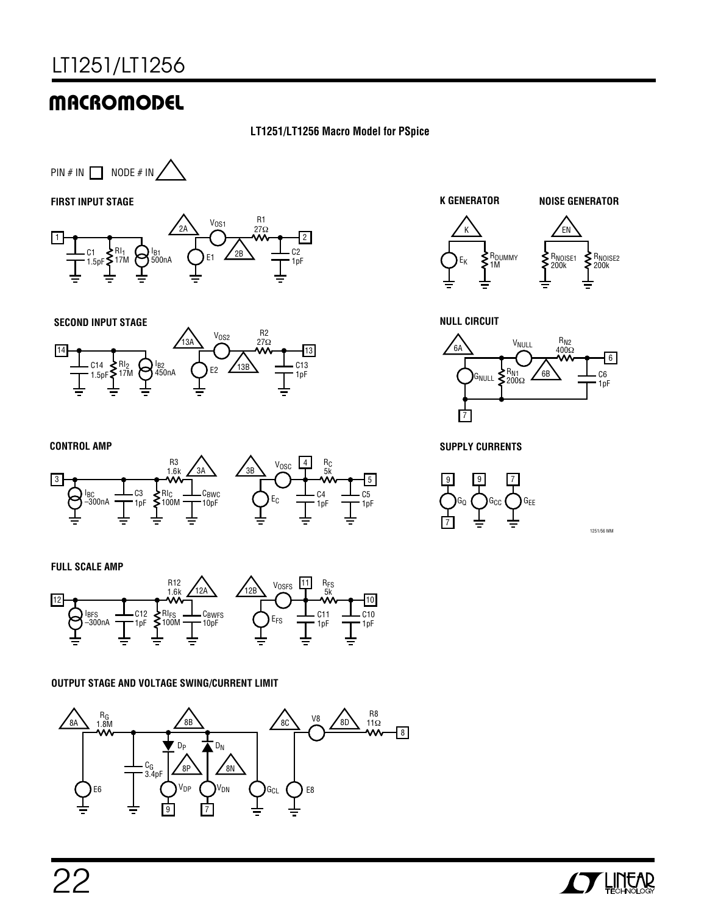## MACROMODEL

**LT1251/LT1256 Macro Model for PSpice**

PIN # IN □ NODE # IN △

**FIRST INPUT STAGE**

1, C1 1.5pF, $RI_1$ 17M, $I_{B1}$ 500nA, 2A, $V_{OS1}$, E1, 2B, R1 27Ω, C2 1pF, 2

**SECOND INPUT STAGE**

14, C14 1.5pF, $RI_2$ 17M, $I_{B2}$ 450nA, 13A, $V_{OS2}$, E2, 13B, R2 27Ω, C13 1pF, 13

**CONTROL AMP**

3, $I_{BC}$ –300nA, C3 1pF, $RI_C$ 100M, R3 1.6k, 3A, $C_{BWC}$ 10pF, 3B, $V_{OSC}$, $E_C$, 4, $R_C$ 5k, C4 1pF, C5 1pF, 5

**FULL SCALE AMP**

12, $I_{BFS}$ –300nA, C12 1pF, $RI_{FS}$ 100M, R12 1.6k, 12A, $C_{BWFS}$ 10pF, 12B, $V_{OSFS}$, $E_{FS}$, 11, $R_{FS}$ 5k, C11 1pF, C10 1pF, 10

**OUTPUT STAGE AND VOLTAGE SWING/CURRENT LIMIT**

8A, $R_G$ 1.8M, E6, $C_G$ 3.4pF, 8B, $D_P$, $D_N$, 8P, 8N, $V_{DP}$, $V_{DN}$, 9, 7, $G_{CL}$, 8C, E8, V8, 8D, R8 11Ω, 8

**K GENERATOR**

K, $E_K$, $R_{DUMMY}$ 1M

**NOISE GENERATOR**

EN, $R_{NOISE1}$ 200k, $R_{NOISE2}$ 200k

**NULL CIRCUIT**

6A, $G_{NULL}$, $R_{N1}$ 200Ω, $V_{NULL}$, 6B, $R_{N2}$ 400Ω, C6 1pF, 6, 7

**SUPPLY CURRENTS**

9, $G_Q$, 7, 9, $G_{CC}$, 7, $G_{EE}$

1251/56 MM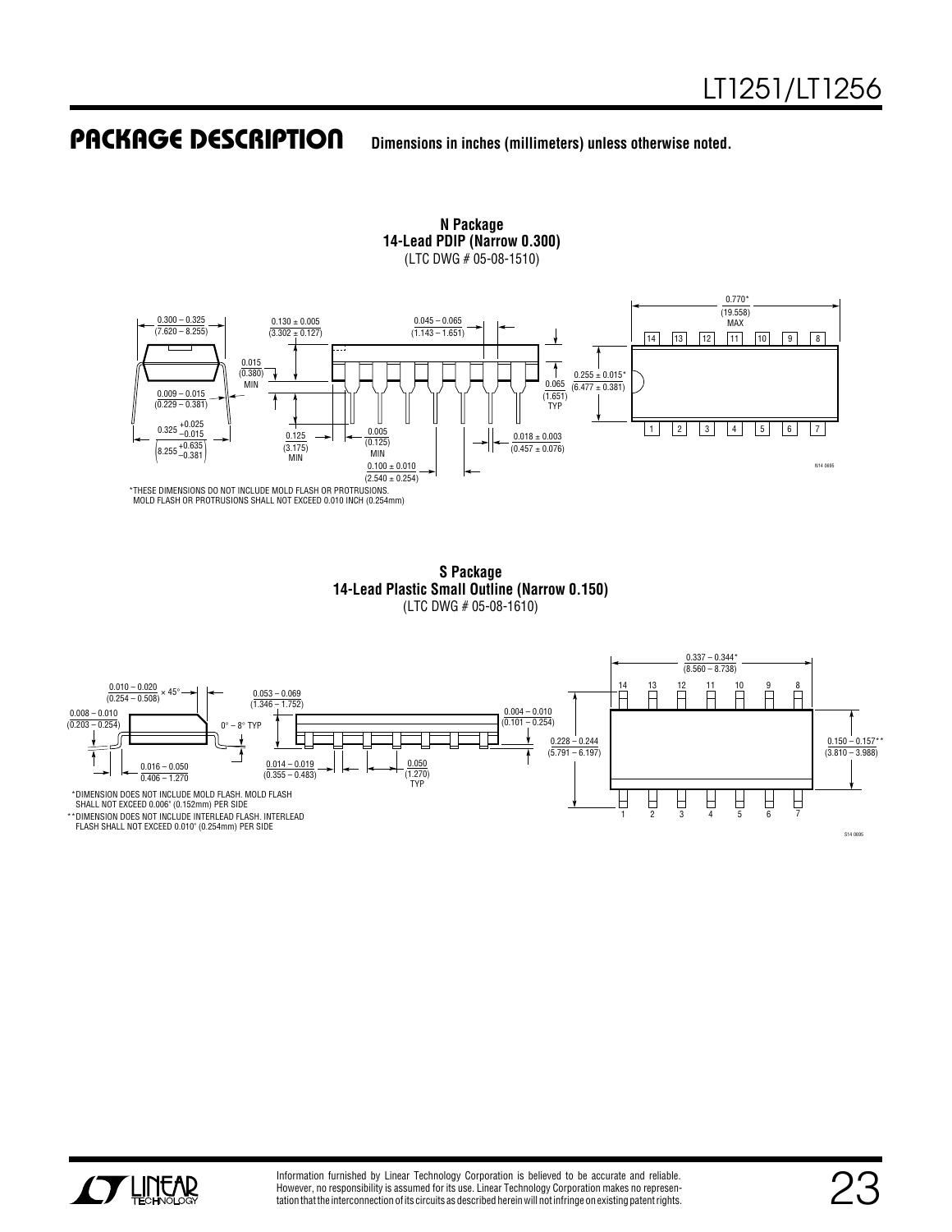## PACKAGE DESCRIPTION

**Dimensions in inches (millimeters) unless otherwise noted.**

**N Package**
**14-Lead PDIP (Narrow 0.300)**
(LTC DWG # 05-08-1510)

0.300 – 0.325 (7.620 – 8.255)

0.130 ± 0.005 (3.302 ± 0.127)

0.045 – 0.065 (1.143 – 1.651)

0.770* (19.558) MAX

0.015 (0.380) MIN

0.009 – 0.015 (0.229 – 0.381)

0.255 ± 0.015* (6.477 ± 0.381)

0.065 (1.651) TYP

0.325 +0.025/−0.015 (8.255 +0.635/−0.381)

0.125 (3.175) MIN

0.005 (0.125) MIN

0.100 ± 0.010 (2.540 ± 0.254)

0.018 ± 0.003 (0.457 ± 0.076)

N14 0695

*THESE DIMENSIONS DO NOT INCLUDE MOLD FLASH OR PROTRUSIONS. MOLD FLASH OR PROTRUSIONS SHALL NOT EXCEED 0.010 INCH (0.254mm)

**S Package**
**14-Lead Plastic Small Outline (Narrow 0.150)**
(LTC DWG # 05-08-1610)

0.010 – 0.020 (0.254 – 0.508) × 45°

0.008 – 0.010 (0.203 – 0.254)

0.053 – 0.069 (1.346 – 1.752)

0° – 8° TYP

0.016 – 0.050 (0.406 – 1.270)

0.014 – 0.019 (0.355 – 0.483)

0.050 (1.270) TYP

0.004 – 0.010 (0.101 – 0.254)

0.337 – 0.344* (8.560 – 8.738)

0.228 – 0.244 (5.791 – 6.197)

0.150 – 0.157** (3.810 – 3.988)

*DIMENSION DOES NOT INCLUDE MOLD FLASH. MOLD FLASH SHALL NOT EXCEED 0.006" (0.152mm) PER SIDE

**DIMENSION DOES NOT INCLUDE INTERLEAD FLASH. INTERLEAD FLASH SHALL NOT EXCEED 0.010" (0.254mm) PER SIDE

S14 0695

Information furnished by Linear Technology Corporation is believed to be accurate and reliable. However, no responsibility is assumed for its use. Linear Technology Corporation makes no representation that the interconnection of its circuits as described herein will not infringe on existing patent rights.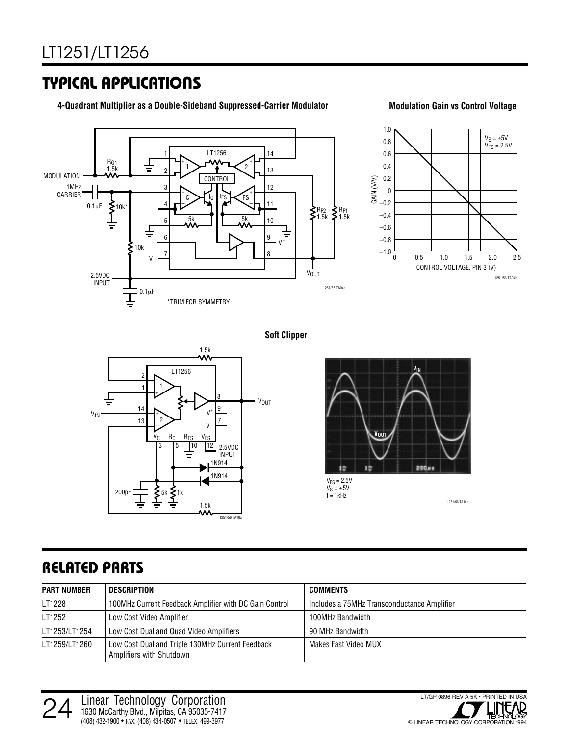## TYPICAL APPLICATIONS

**4-Quadrant Multiplier as a Double-Sideband Suppressed-Carrier Modulator**

LT1256
MODULATION
$R_{G1}$ 1.5k
1MHz CARRIER
0.1µF
10k*
10k
2.5VDC INPUT
0.1µF
CONTROL
$I_C$
$I_{FS}$
FS
C
5k
5k
$V^-$
$V^+$
$R_{F2}$ 1.5k
$R_{F1}$ 1.5k
$V_{OUT}$
*TRIM FOR SYMMETRY
1251/56 TA04a

**Modulation Gain vs Control Voltage**

$V_S = \pm 5V$
$V_{FS} = 2.5V$
GAIN (V/V)
1.0
0.8
0.6
0.4
0.2
0
−0.2
−0.4
−0.6
−0.8
−1.0
0
0.5
1.0
1.5
2.0
2.5
CONTROL VOLTAGE, PIN 3 (V)
1251/56 TA04b

**Soft Clipper**

LT1256
1.5k
$V_{IN}$
$V_{OUT}$
$V^+$
$V^-$
$V_C$ $R_C$ $R_{FS}$ $V_{FS}$
2.5VDC INPUT
1N914
1N914
200pF
5k
1k
1.5k
1251/56 TA10a

$V_{IN}$
$V_{OUT}$
1V
1V
200µs
$V_{FS} = 2.5V$
$V_S = \pm 5V$
f = 1kHz
1251/56 TA10b

## RELATED PARTS

| PART NUMBER | DESCRIPTION | COMMENTS |
|---|---|---|
| LT1228 | 100MHz Current Feedback Amplifier with DC Gain Control | Includes a 75MHz Transconductance Amplifier |
| LT1252 | Low Cost Video Amplifier | 100MHz Bandwidth |
| LT1253/LT1254 | Low Cost Dual and Quad Video Amplifiers | 90 MHz Bandwidth |
| LT1259/LT1260 | Low Cost Dual and Triple 130MHz Current Feedback Amplifiers with Shutdown | Makes Fast Video MUX |

Linear Technology Corporation
1630 McCarthy Blvd., Milpitas, CA 95035-7417
(408) 432-1900 • FAX: (408) 434-0507 • TELEX: 499-3977

LT/GP 0896 REV A 5K • PRINTED IN USA
© LINEAR TECHNOLOGY CORPORATION 1994